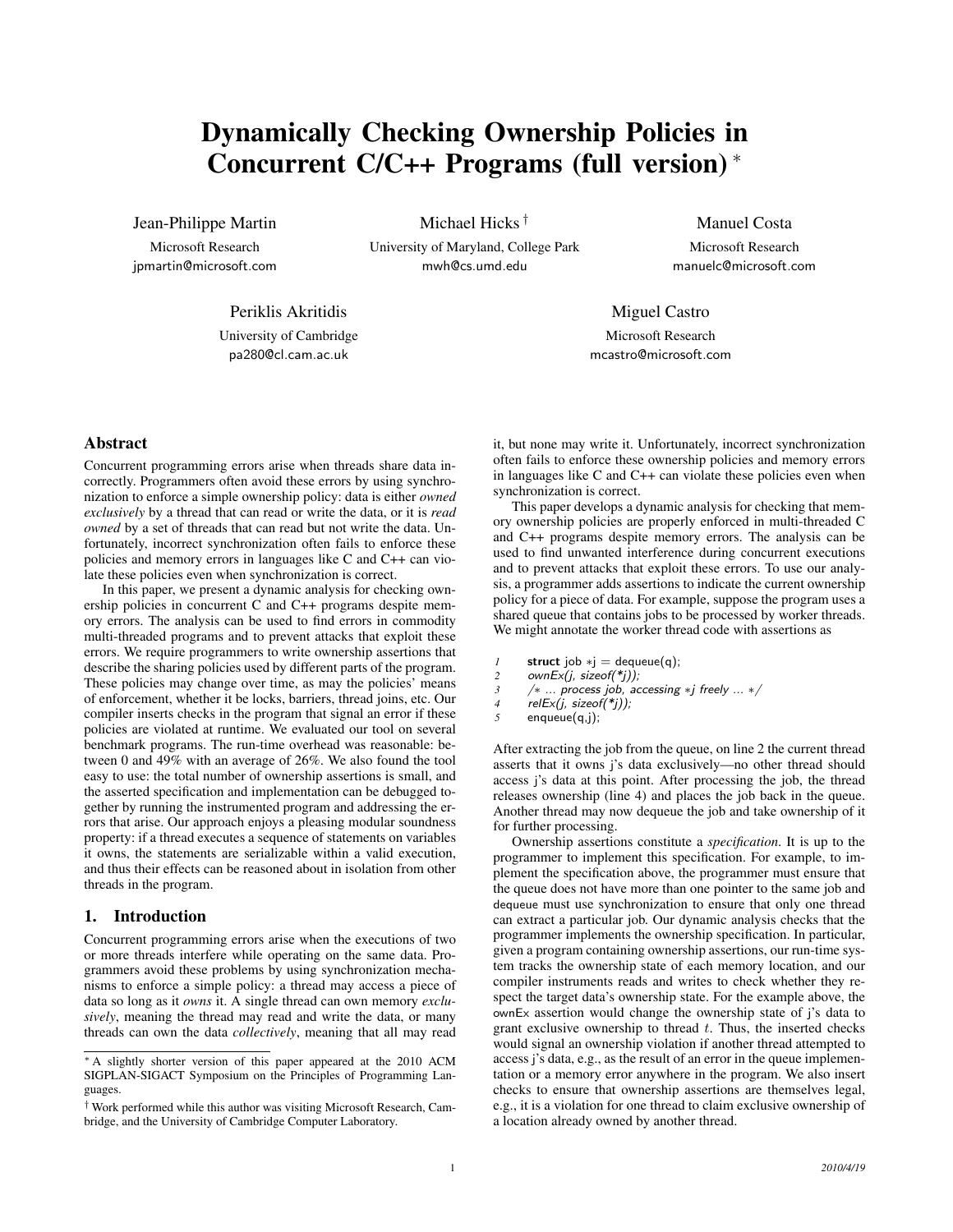# Dynamically Checking Ownership Policies in Concurrent C/C++ Programs (full version) *

Jean-Philippe Martin
Microsoft Research
jpmartin@microsoft.com

Michael Hicks †
University of Maryland, College Park
mwh@cs.umd.edu

Manuel Costa
Microsoft Research
manuelc@microsoft.com

Periklis Akritidis
University of Cambridge
pa280@cl.cam.ac.uk

Miguel Castro
Microsoft Research
mcastro@microsoft.com

## Abstract

Concurrent programming errors arise when threads share data incorrectly. Programmers often avoid these errors by using synchronization to enforce a simple ownership policy: data is either *owned exclusively* by a thread that can read or write the data, or it is *read owned* by a set of threads that can read but not write the data. Unfortunately, incorrect synchronization often fails to enforce these policies and memory errors in languages like C and C++ can violate these policies even when synchronization is correct.

In this paper, we present a dynamic analysis for checking ownership policies in concurrent C and C++ programs despite memory errors. The analysis can be used to find errors in commodity multi-threaded programs and to prevent attacks that exploit these errors. We require programmers to write ownership assertions that describe the sharing policies used by different parts of the program. These policies may change over time, as may the policies' means of enforcement, whether it be locks, barriers, thread joins, etc. Our compiler inserts checks in the program that signal an error if these policies are violated at runtime. We evaluated our tool on several benchmark programs. The run-time overhead was reasonable: between 0 and 49% with an average of 26%. We also found the tool easy to use: the total number of ownership assertions is small, and the asserted specification and implementation can be debugged together by running the instrumented program and addressing the errors that arise. Our approach enjoys a pleasing modular soundness property: if a thread executes a sequence of statements on variables it owns, the statements are serializable within a valid execution, and thus their effects can be reasoned about in isolation from other threads in the program.

## 1. Introduction

Concurrent programming errors arise when the executions of two or more threads interfere while operating on the same data. Programmers avoid these problems by using synchronization mechanisms to enforce a simple policy: a thread may access a piece of data so long as it *owns* it. A single thread can own memory *exclusively*, meaning the thread may read and write the data, or many threads can own the data *collectively*, meaning that all may read it, but none may write it. Unfortunately, incorrect synchronization often fails to enforce these ownership policies and memory errors in languages like C and C++ can violate these policies even when synchronization is correct.

This paper develops a dynamic analysis for checking that memory ownership policies are properly enforced in multi-threaded C and C++ programs despite memory errors. The analysis can be used to find unwanted interference during concurrent executions and to prevent attacks that exploit these errors. To use our analysis, a programmer adds assertions to indicate the current ownership policy for a piece of data. For example, suppose the program uses a shared queue that contains jobs to be processed by worker threads. We might annotate the worker thread code with assertions as

```
1   struct job *j = dequeue(q);
2   ownEx(j, sizeof(*j));
3   /* ... process job, accessing *j freely ... */
4   relEx(j, sizeof(*j));
5   enqueue(q,j);
```

After extracting the job from the queue, on line 2 the current thread asserts that it owns j's data exclusively—no other thread should access j's data at this point. After processing the job, the thread releases ownership (line 4) and places the job back in the queue. Another thread may now dequeue the job and take ownership of it for further processing.

Ownership assertions constitute a *specification*. It is up to the programmer to implement this specification. For example, to implement the specification above, the programmer must ensure that the queue does not have more than one pointer to the same job and dequeue must use synchronization to ensure that only one thread can extract a particular job. Our dynamic analysis checks that the programmer implements the ownership specification. In particular, given a program containing ownership assertions, our run-time system tracks the ownership state of each memory location, and our compiler instruments reads and writes to check whether they respect the target data's ownership state. For the example above, the ownEx assertion would change the ownership state of j's data to grant exclusive ownership to thread $t$. Thus, the inserted checks would signal an ownership violation if another thread attempted to access j's data, e.g., as the result of an error in the queue implementation or a memory error anywhere in the program. We also insert checks to ensure that ownership assertions are themselves legal, e.g., it is a violation for one thread to claim exclusive ownership of a location already owned by another thread.

---

* A slightly shorter version of this paper appeared at the 2010 ACM SIGPLAN-SIGACT Symposium on the Principles of Programming Languages.

† Work performed while this author was visiting Microsoft Research, Cambridge, and the University of Cambridge Computer Laboratory.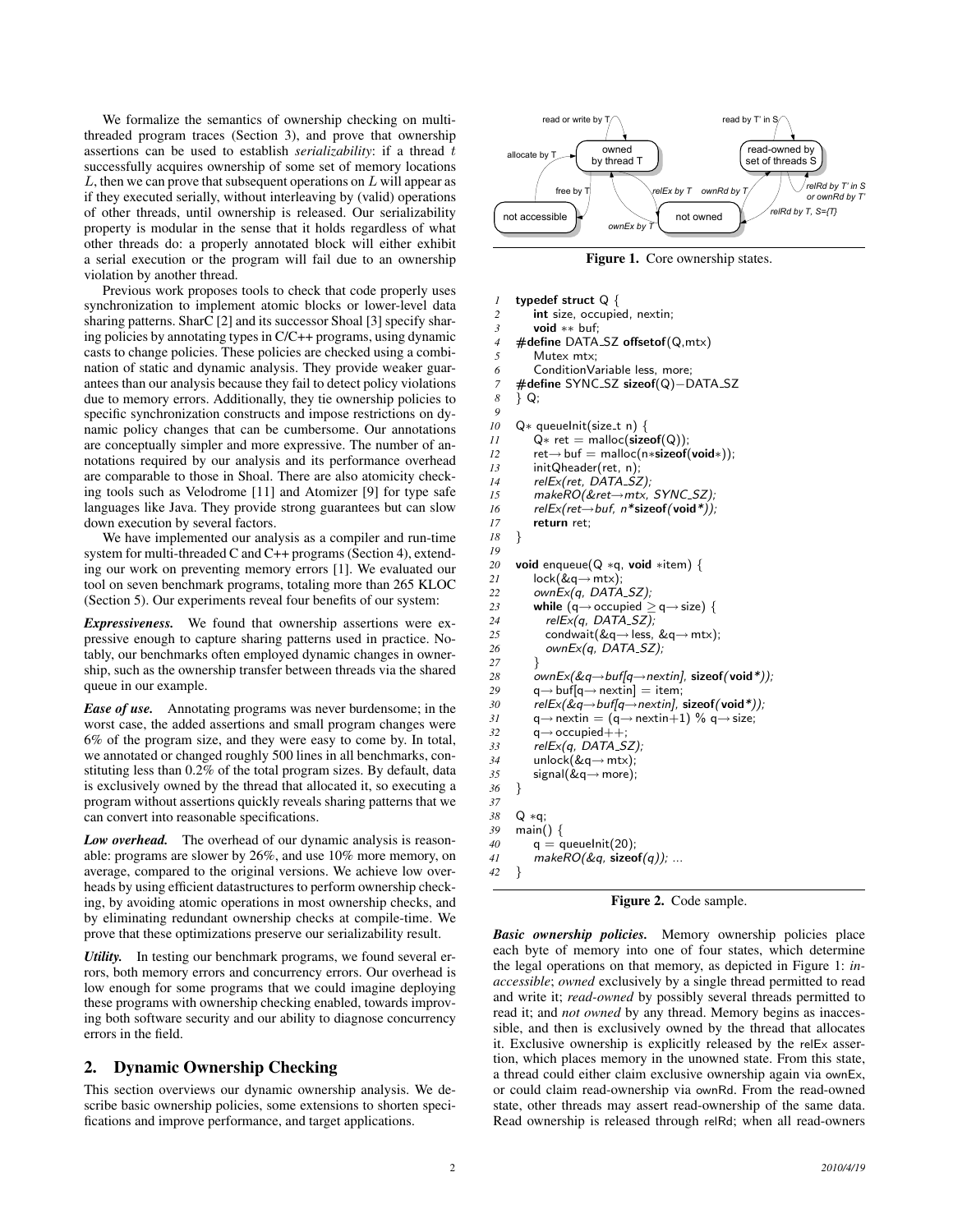We formalize the semantics of ownership checking on multi-threaded program traces (Section 3), and prove that ownership assertions can be used to establish *serializability*: if a thread $t$ successfully acquires ownership of some set of memory locations $L$, then we can prove that subsequent operations on $L$ will appear as if they executed serially, without interleaving by (valid) operations of other threads, until ownership is released. Our serializability property is modular in the sense that it holds regardless of what other threads do: a properly annotated block will either exhibit a serial execution or the program will fail due to an ownership violation by another thread.

Previous work proposes tools to check that code properly uses synchronization to implement atomic blocks or lower-level data sharing patterns. SharC [2] and its successor Shoal [3] specify sharing policies by annotating types in C/C++ programs, using dynamic casts to change policies. These policies are checked using a combination of static and dynamic analysis. They provide weaker guarantees than our analysis because they fail to detect policy violations due to memory errors. Additionally, they tie ownership policies to specific synchronization constructs and impose restrictions on dynamic policy changes that can be cumbersome. Our annotations are conceptually simpler and more expressive. The number of annotations required by our analysis and its performance overhead are comparable to those in Shoal. There are also atomicity checking tools such as Velodrome [11] and Atomizer [9] for type safe languages like Java. They provide strong guarantees but can slow down execution by several factors.

We have implemented our analysis as a compiler and run-time system for multi-threaded C and C++ programs (Section 4), extending our work on preventing memory errors [1]. We evaluated our tool on seven benchmark programs, totaling more than 265 KLOC (Section 5). Our experiments reveal four benefits of our system:

***Expressiveness.*** We found that ownership assertions were expressive enough to capture sharing patterns used in practice. Notably, our benchmarks often employed dynamic changes in ownership, such as the ownership transfer between threads via the shared queue in our example.

***Ease of use.*** Annotating programs was never burdensome; in the worst case, the added assertions and small program changes were 6% of the program size, and they were easy to come by. In total, we annotated or changed roughly 500 lines in all benchmarks, constituting less than 0.2% of the total program sizes. By default, data is exclusively owned by the thread that allocated it, so executing a program without assertions quickly reveals sharing patterns that we can convert into reasonable specifications.

***Low overhead.*** The overhead of our dynamic analysis is reasonable: programs are slower by 26%, and use 10% more memory, on average, compared to the original versions. We achieve low overheads by using efficient datastructures to perform ownership checking, by avoiding atomic operations in most ownership checks, and by eliminating redundant ownership checks at compile-time. We prove that these optimizations preserve our serializability result.

***Utility.*** In testing our benchmark programs, we found several errors, both memory errors and concurrency errors. Our overhead is low enough for some programs that we could imagine deploying these programs with ownership checking enabled, towards improving both software security and our ability to diagnose concurrency errors in the field.

## 2. Dynamic Ownership Checking

This section overviews our dynamic ownership analysis. We describe basic ownership policies, some extensions to shorten specifications and improve performance, and target applications.

**Figure 1.** Core ownership states.

```
1  typedef struct Q {
2      int size, occupied, nextin;
3      void ** buf;
4  #define DATA_SZ offsetof(Q,mtx)
5      Mutex mtx;
6      ConditionVariable less, more;
7  #define SYNC_SZ sizeof(Q)−DATA_SZ
8  } Q;
9
10 Q* queueInit(size_t n) {
11     Q* ret = malloc(sizeof(Q));
12     ret→buf = malloc(n*sizeof(void*));
13     initQheader(ret, n);
14     relEx(ret, DATA_SZ);
15     makeRO(&ret→mtx, SYNC_SZ);
16     relEx(ret→buf, n*sizeof(void*));
17     return ret;
18 }
19
20 void enqueue(Q *q, void *item) {
21     lock(&q→mtx);
22     ownEx(q, DATA_SZ);
23     while (q→occupied ≥ q→size) {
24        relEx(q, DATA_SZ);
25        condwait(&q→less, &q→mtx);
26        ownEx(q, DATA_SZ);
27     }
28     ownEx(&q→buf[q→nextin], sizeof(void*));
29     q→buf[q→nextin] = item;
30     relEx(&q→buf[q→nextin], sizeof(void*));
31     q→nextin = (q→nextin+1) % q→size;
32     q→occupied++;
33     relEx(q, DATA_SZ);
34     unlock(&q→mtx);
35     signal(&q→more);
36 }
37
38 Q *q;
39 main() {
40     q = queueInit(20);
41     makeRO(&q, sizeof(q)); ...
42 }
```

**Figure 2.** Code sample.

***Basic ownership policies.*** Memory ownership policies place each byte of memory into one of four states, which determine the legal operations on that memory, as depicted in Figure 1: *inaccessible*; *owned* exclusively by a single thread permitted to read and write it; *read-owned* by possibly several threads permitted to read it; and *not owned* by any thread. Memory begins as inaccessible, and then is exclusively owned by the thread that allocates it. Exclusive ownership is explicitly released by the relEx assertion, which places memory in the unowned state. From this state, a thread could either claim exclusive ownership again via ownEx, or could claim read-ownership via ownRd. From the read-owned state, other threads may assert read-ownership of the same data. Read ownership is released through relRd; when all read-owners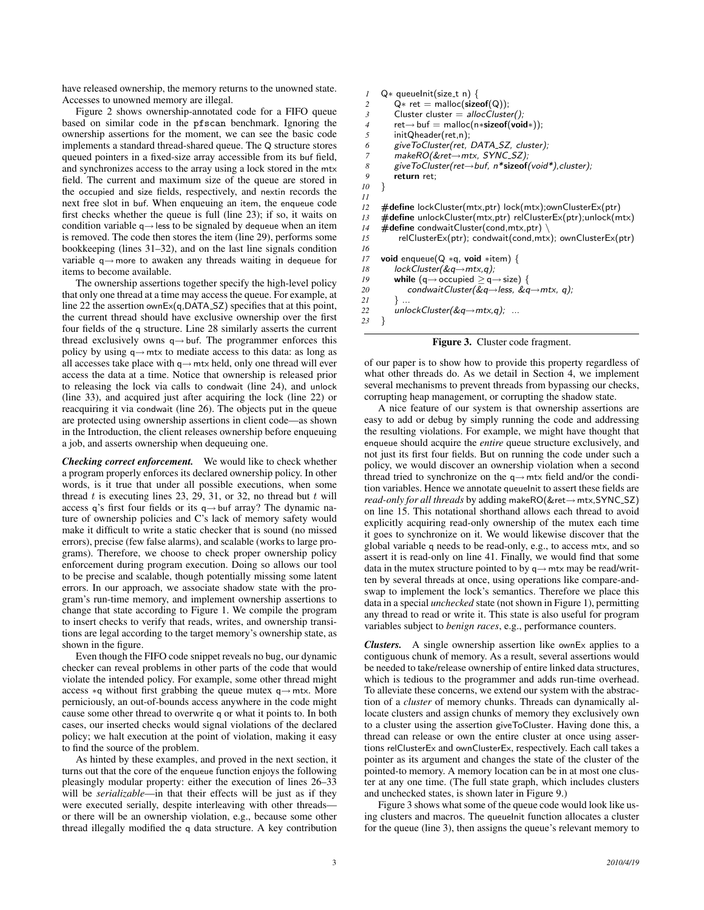have released ownership, the memory returns to the unowned state. Accesses to unowned memory are illegal.

Figure 2 shows ownership-annotated code for a FIFO queue based on similar code in the pfscan benchmark. Ignoring the ownership assertions for the moment, we can see the basic code implements a standard thread-shared queue. The Q structure stores queued pointers in a fixed-size array accessible from its buf field, and synchronizes access to the array using a lock stored in the mtx field. The current and maximum size of the queue are stored in the occupied and size fields, respectively, and nextin records the next free slot in buf. When enqueuing an item, the enqueue code first checks whether the queue is full (line 23); if so, it waits on condition variable q→less to be signaled by dequeue when an item is removed. The code then stores the item (line 29), performs some bookkeeping (lines 31–32), and on the last line signals condition variable q→more to awaken any threads waiting in dequeue for items to become available.

The ownership assertions together specify the high-level policy that only one thread at a time may access the queue. For example, at line 22 the assertion ownEx(q,DATA_SZ) specifies that at this point, the current thread should have exclusive ownership over the first four fields of the q structure. Line 28 similarly asserts the current thread exclusively owns q→buf. The programmer enforces this policy by using q→mtx to mediate access to this data: as long as all accesses take place with q→mtx held, only one thread will ever access the data at a time. Notice that ownership is released prior to releasing the lock via calls to condwait (line 24), and unlock (line 33), and acquired just after acquiring the lock (line 22) or reacquiring it via condwait (line 26). The objects put in the queue are protected using ownership assertions in client code—as shown in the Introduction, the client releases ownership before enqueuing a job, and asserts ownership when dequeuing one.

***Checking correct enforcement.*** We would like to check whether a program properly enforces its declared ownership policy. In other words, is it true that under all possible executions, when some thread $t$ is executing lines 23, 29, 31, or 32, no thread but $t$ will access q's first four fields or its q→buf array? The dynamic nature of ownership policies and C's lack of memory safety would make it difficult to write a static checker that is sound (no missed errors), precise (few false alarms), and scalable (works to large programs). Therefore, we choose to check proper ownership policy enforcement during program execution. Doing so allows our tool to be precise and scalable, though potentially missing some latent errors. In our approach, we associate shadow state with the program's run-time memory, and implement ownership assertions to change that state according to Figure 1. We compile the program to insert checks to verify that reads, writes, and ownership transitions are legal according to the target memory's ownership state, as shown in the figure.

Even though the FIFO code snippet reveals no bug, our dynamic checker can reveal problems in other parts of the code that would violate the intended policy. For example, some other thread might access *q without first grabbing the queue mutex q→mtx. More perniciously, an out-of-bounds access anywhere in the code might cause some other thread to overwrite q or what it points to. In both cases, our inserted checks would signal violations of the declared policy; we halt execution at the point of violation, making it easy to find the source of the problem.

As hinted by these examples, and proved in the next section, it turns out that the core of the enqueue function enjoys the following pleasingly modular property: either the execution of lines 26–33 will be *serializable*—in that their effects will be just as if they were executed serially, despite interleaving with other threads—or there will be an ownership violation, e.g., because some other thread illegally modified the q data structure. A key contribution of our paper is to show how to provide this property regardless of what other threads do. As we detail in Section 4, we implement several mechanisms to prevent threads from bypassing our checks, corrupting heap management, or corrupting the shadow state.

```
1   Q* queueInit(size_t n) {
2       Q* ret = malloc(sizeof(Q));
3       Cluster cluster = allocCluster();
4       ret→buf = malloc(n*sizeof(void*));
5       initQheader(ret,n);
6       giveToCluster(ret, DATA_SZ, cluster);
7       makeRO(&ret→mtx, SYNC_SZ);
8       giveToCluster(ret→buf, n*sizeof(void*),cluster);
9       return ret;
10  }
11
12  #define lockCluster(mtx,ptr) lock(mtx);ownClusterEx(ptr)
13  #define unlockCluster(mtx,ptr) relClusterEx(ptr);unlock(mtx)
14  #define condwaitCluster(cond,mtx,ptr) \
15      relClusterEx(ptr); condwait(cond,mtx); ownClusterEx(ptr)
16
17  void enqueue(Q *q, void *item) {
18      lockCluster(&q→mtx,q);
19      while (q→occupied ≥ q→size) {
20          condwaitCluster(&q→less, &q→mtx, q);
21      } ...
22      unlockCluster(&q→mtx,q); ...
23  }
```

**Figure 3.** Cluster code fragment.

A nice feature of our system is that ownership assertions are easy to add or debug by simply running the code and addressing the resulting violations. For example, we might have thought that enqueue should acquire the *entire* queue structure exclusively, and not just its first four fields. But on running the code under such a policy, we would discover an ownership violation when a second thread tried to synchronize on the q→mtx field and/or the condition variables. Hence we annotate queueInit to assert these fields are *read-only for all threads* by adding makeRO(&ret→mtx,SYNC_SZ) on line 15. This notational shorthand allows each thread to avoid explicitly acquiring read-only ownership of the mutex each time it goes to synchronize on it. We would likewise discover that the global variable q needs to be read-only, e.g., to access mtx, and so assert it is read-only on line 41. Finally, we would find that some data in the mutex structure pointed to by q→mtx may be read/written by several threads at once, using operations like compare-and-swap to implement the lock's semantics. Therefore we place this data in a special *unchecked* state (not shown in Figure 1), permitting any thread to read or write it. This state is also useful for program variables subject to *benign races*, e.g., performance counters.

***Clusters.*** A single ownership assertion like ownEx applies to a contiguous chunk of memory. As a result, several assertions would be needed to take/release ownership of entire linked data structures, which is tedious to the programmer and adds run-time overhead. To alleviate these concerns, we extend our system with the abstraction of a *cluster* of memory chunks. Threads can dynamically allocate clusters and assign chunks of memory they exclusively own to a cluster using the assertion giveToCluster. Having done this, a thread can release or own the entire cluster at once using assertions relClusterEx and ownClusterEx, respectively. Each call takes a pointer as its argument and changes the state of the cluster of the pointed-to memory. A memory location can be in at most one cluster at any one time. (The full state graph, which includes clusters and unchecked states, is shown later in Figure 9.)

Figure 3 shows what some of the queue code would look like using clusters and macros. The queueInit function allocates a cluster for the queue (line 3), then assigns the queue's relevant memory to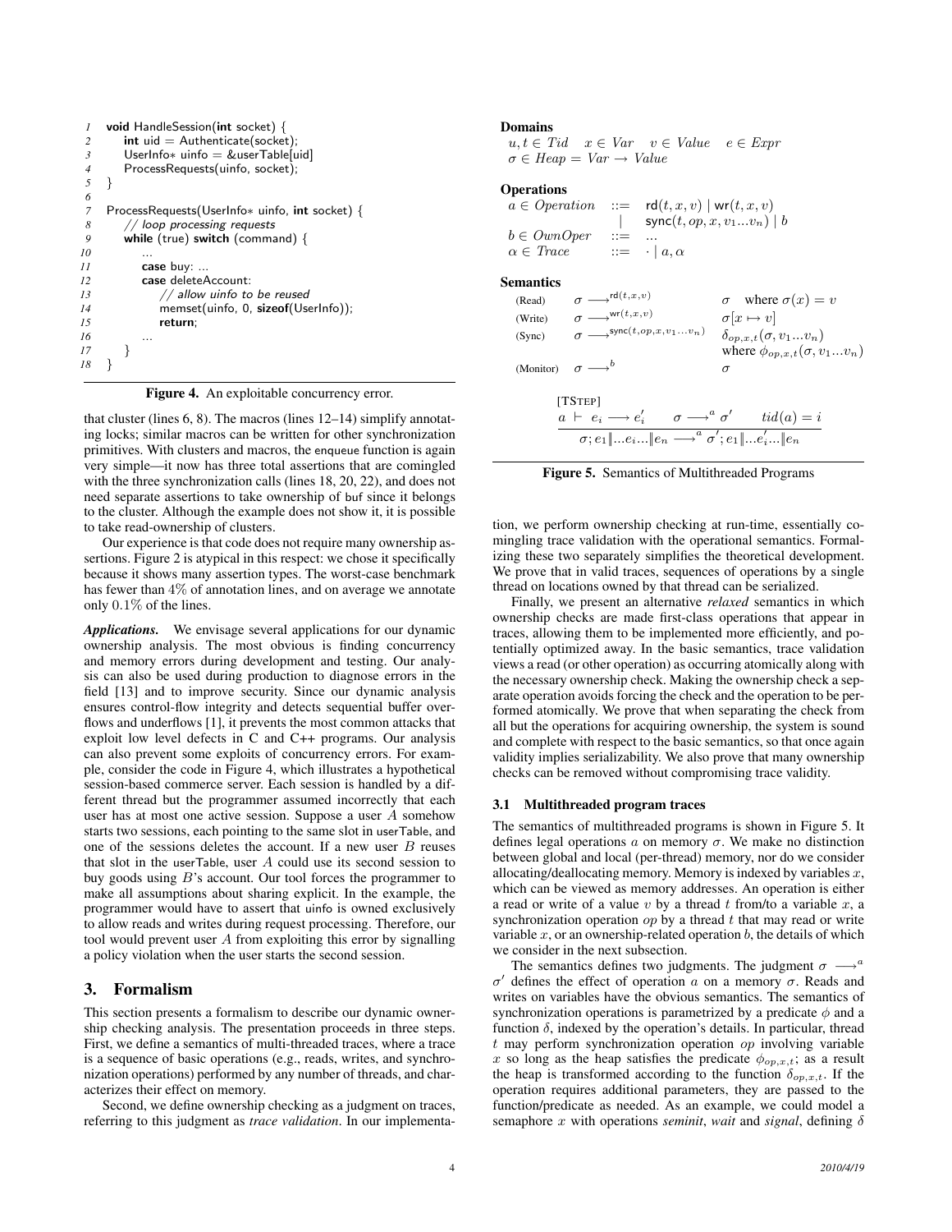```
1   void HandleSession(int socket) {
2       int uid = Authenticate(socket);
3       UserInfo* uinfo = &userTable[uid]
4       ProcessRequests(uinfo, socket);
5   }
6
7   ProcessRequests(UserInfo* uinfo, int socket) {
8       // loop processing requests
9       while (true) switch (command) {
10          ...
11          case buy: ...
12          case deleteAccount:
13              // allow uinfo to be reused
14              memset(uinfo, 0, sizeof(UserInfo));
15              return;
16          ...
17      }
18  }
```

**Figure 4.** An exploitable concurrency error.

that cluster (lines 6, 8). The macros (lines 12–14) simplify annotating locks; similar macros can be written for other synchronization primitives. With clusters and macros, the enqueue function is again very simple—it now has three total assertions that are comingled with the three synchronization calls (lines 18, 20, 22), and does not need separate assertions to take ownership of buf since it belongs to the cluster. Although the example does not show it, it is possible to take read-ownership of clusters.

Our experience is that code does not require many ownership assertions. Figure 2 is atypical in this respect: we chose it specifically because it shows many assertion types. The worst-case benchmark has fewer than $4\%$ of annotation lines, and on average we annotate only $0.1\%$ of the lines.

***Applications.*** We envisage several applications for our dynamic ownership analysis. The most obvious is finding concurrency and memory errors during development and testing. Our analysis can also be used during production to diagnose errors in the field [13] and to improve security. Since our dynamic analysis ensures control-flow integrity and detects sequential buffer overflows and underflows [1], it prevents the most common attacks that exploit low level defects in C and C++ programs. Our analysis can also prevent some exploits of concurrency errors. For example, consider the code in Figure 4, which illustrates a hypothetical session-based commerce server. Each session is handled by a different thread but the programmer assumed incorrectly that each user has at most one active session. Suppose a user $A$ somehow starts two sessions, each pointing to the same slot in userTable, and one of the sessions deletes the account. If a new user $B$ reuses that slot in the userTable, user $A$ could use its second session to buy goods using $B$'s account. Our tool forces the programmer to make all assumptions about sharing explicit. In the example, the programmer would have to assert that uinfo is owned exclusively to allow reads and writes during request processing. Therefore, our tool would prevent user $A$ from exploiting this error by signalling a policy violation when the user starts the second session.

## 3. Formalism

This section presents a formalism to describe our dynamic ownership checking analysis. The presentation proceeds in three steps. First, we define a semantics of multi-threaded traces, where a trace is a sequence of basic operations (e.g., reads, writes, and synchronization operations) performed by any number of threads, and characterizes their effect on memory.

Second, we define ownership checking as a judgment on traces, referring to this judgment as *trace validation*. In our implementation, we perform ownership checking at run-time, essentially comingling trace validation with the operational semantics. Formalizing these two separately simplifies the theoretical development. We prove that in valid traces, sequences of operations by a single thread on locations owned by that thread can be serialized.

Finally, we present an alternative *relaxed* semantics in which ownership checks are made first-class operations that appear in traces, allowing them to be implemented more efficiently, and potentially optimized away. In the basic semantics, trace validation views a read (or other operation) as occurring atomically along with the necessary ownership check. Making the ownership check a separate operation avoids forcing the check and the operation to be performed atomically. We prove that when separating the check from all but the operations for acquiring ownership, the system is sound and complete with respect to the basic semantics, so that once again validity implies serializability. We also prove that many ownership checks can be removed without compromising trace validity.

**Domains**

$u, t \in \mathit{Tid} \quad x \in \mathit{Var} \quad v \in \mathit{Value} \quad e \in \mathit{Expr}$

$\sigma \in \mathit{Heap} = \mathit{Var} \rightarrow \mathit{Value}$

**Operations**

$$
\begin{array}{lcl}
a \in \mathit{Operation} & ::= & \mathsf{rd}(t,x,v) \mid \mathsf{wr}(t,x,v) \\
 & \mid & \mathsf{sync}(t, op, x, v_1 ... v_n) \mid b \\
b \in \mathit{OwnOper} & ::= & ... \\
\alpha \in \mathit{Trace} & ::= & \cdot \mid a, \alpha
\end{array}
$$

**Semantics**

$$
\begin{array}{lll}
\text{(Read)} & \sigma \longrightarrow^{\mathsf{rd}(t,x,v)} & \sigma \quad \text{where } \sigma(x) = v \\
\text{(Write)} & \sigma \longrightarrow^{\mathsf{wr}(t,x,v)} & \sigma[x \mapsto v] \\
\text{(Sync)} & \sigma \longrightarrow^{\mathsf{sync}(t,op,x,v_1...v_n)} & \delta_{op,x,t}(\sigma, v_1...v_n) \\
 & & \text{where } \phi_{op,x,t}(\sigma, v_1...v_n) \\
\text{(Monitor)} & \sigma \longrightarrow^{b} & \sigma
\end{array}
$$

$$
[\text{TSTEP}] \quad \frac{a \vdash e_i \longrightarrow e_i' \qquad \sigma \longrightarrow^a \sigma' \qquad tid(a) = i}{\sigma; e_1 \| ... e_i ... \| e_n \longrightarrow^a \sigma'; e_1 \| ... e_i' ... \| e_n}
$$

**Figure 5.** Semantics of Multithreaded Programs

### 3.1 Multithreaded program traces

The semantics of multithreaded programs is shown in Figure 5. It defines legal operations $a$ on memory $\sigma$. We make no distinction between global and local (per-thread) memory, nor do we consider allocating/deallocating memory. Memory is indexed by variables $x$, which can be viewed as memory addresses. An operation is either a read or write of a value $v$ by a thread $t$ from/to a variable $x$, a synchronization operation $op$ by a thread $t$ that may read or write variable $x$, or an ownership-related operation $b$, the details of which we consider in the next subsection.

The semantics defines two judgments. The judgment $\sigma \longrightarrow^a \sigma'$ defines the effect of operation $a$ on a memory $\sigma$. Reads and writes on variables have the obvious semantics. The semantics of synchronization operations is parametrized by a predicate $\phi$ and a function $\delta$, indexed by the operation's details. In particular, thread $t$ may perform synchronization operation $op$ involving variable $x$ so long as the heap satisfies the predicate $\phi_{op,x,t}$; as a result the heap is transformed according to the function $\delta_{op,x,t}$. If the operation requires additional parameters, they are passed to the function/predicate as needed. As an example, we could model a semaphore $x$ with operations *seminit*, *wait* and *signal*, defining $\delta$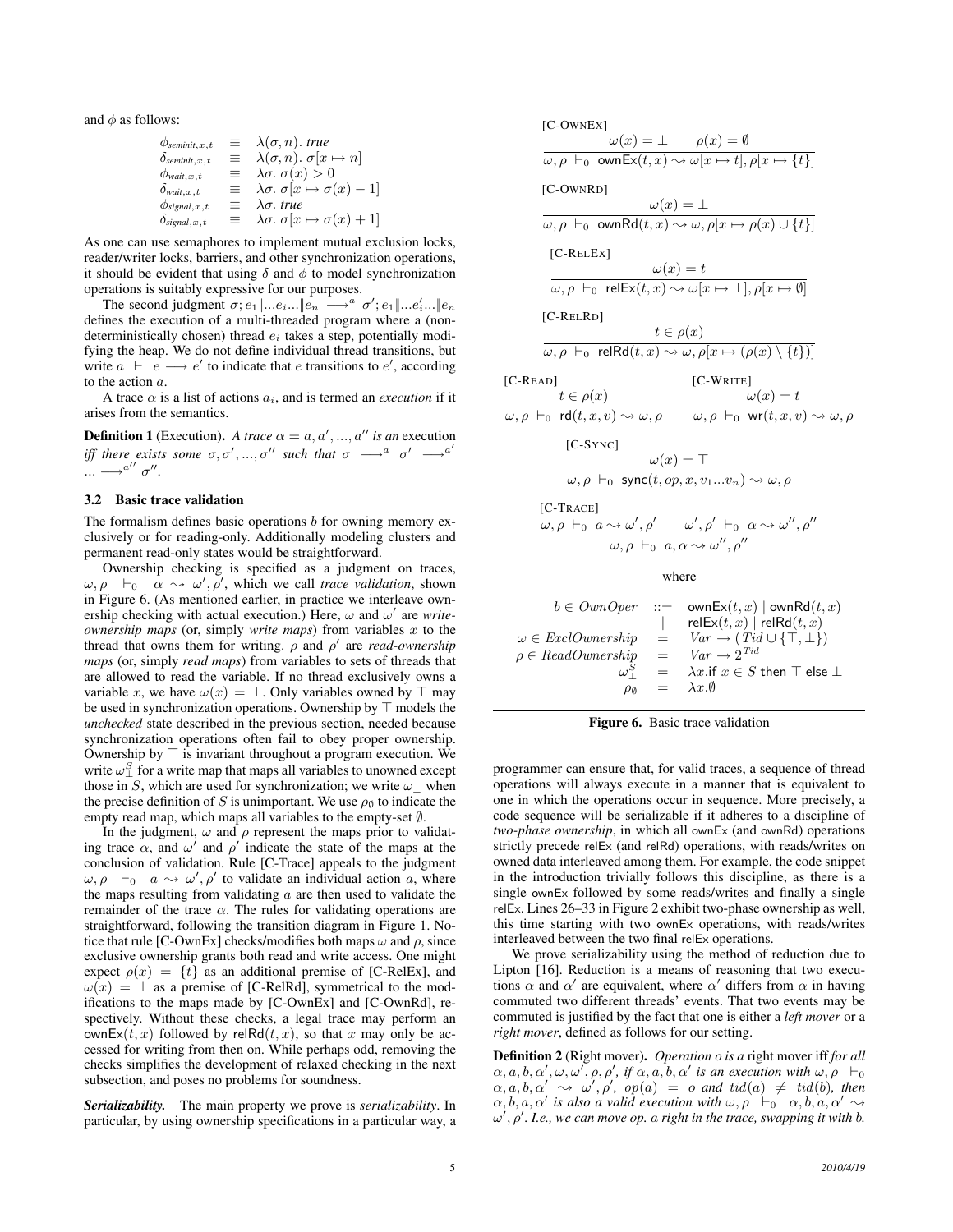and $\phi$ as follows:

$$
\begin{array}{lcl}
\phi_{seminit,x,t} & \equiv & \lambda(\sigma, n).\ true \\
\delta_{seminit,x,t} & \equiv & \lambda(\sigma, n).\ \sigma[x \mapsto n] \\
\phi_{wait,x,t} & \equiv & \lambda\sigma.\ \sigma(x) > 0 \\
\delta_{wait,x,t} & \equiv & \lambda\sigma.\ \sigma[x \mapsto \sigma(x) - 1] \\
\phi_{signal,x,t} & \equiv & \lambda\sigma.\ true \\
\delta_{signal,x,t} & \equiv & \lambda\sigma.\ \sigma[x \mapsto \sigma(x) + 1]
\end{array}
$$

As one can use semaphores to implement mutual exclusion locks, reader/writer locks, barriers, and other synchronization operations, it should be evident that using $\delta$ and $\phi$ to model synchronization operations is suitably expressive for our purposes.

The second judgment $\sigma; e_1 \| ... e_i ... \| e_n \longrightarrow^a \sigma'; e_1 \| ... e_i' ... \| e_n$ defines the execution of a multi-threaded program where a (non-deterministically chosen) thread $e_i$ takes a step, potentially modifying the heap. We do not define individual thread transitions, but write $a \vdash e \longrightarrow e'$ to indicate that $e$ transitions to $e'$, according to the action $a$.

A trace $\alpha$ is a list of actions $a_i$, and is termed an *execution* if it arises from the semantics.

**Definition 1** (Execution). *A trace $\alpha = a, a', ..., a''$ is an* execution *iff there exists some $\sigma, \sigma', ..., \sigma''$ such that $\sigma \longrightarrow^a \sigma' \longrightarrow^{a'} ... \longrightarrow^{a''} \sigma''$.*

### 3.2 Basic trace validation

The formalism defines basic operations $b$ for owning memory exclusively or for reading-only. Additionally modeling clusters and permanent read-only states would be straightforward.

Ownership checking is specified as a judgment on traces, $\omega, \rho \vdash_0 \alpha \rightsquigarrow \omega', \rho'$, which we call *trace validation*, shown in Figure 6. (As mentioned earlier, in practice we interleave ownership checking with actual execution.) Here, $\omega$ and $\omega'$ are *write-ownership maps* (or, simply *write maps*) from variables $x$ to the thread that owns them for writing. $\rho$ and $\rho'$ are *read-ownership maps* (or, simply *read maps*) from variables to sets of threads that are allowed to read the variable. If no thread exclusively owns a variable $x$, we have $\omega(x) = \bot$. Only variables owned by $\top$ may be used in synchronization operations. Ownership by $\top$ models the *unchecked* state described in the previous section, needed because synchronization operations often fail to obey proper ownership. Ownership by $\top$ is invariant throughout a program execution. We write $\omega_\bot^S$ for a write map that maps all variables to unowned except those in $S$, which are used for synchronization; we write $\omega_\bot$ when the precise definition of $S$ is unimportant. We use $\rho_\emptyset$ to indicate the empty read map, which maps all variables to the empty-set $\emptyset$.

In the judgment, $\omega$ and $\rho$ represent the maps prior to validating trace $\alpha$, and $\omega'$ and $\rho'$ indicate the state of the maps at the conclusion of validation. Rule [C-Trace] appeals to the judgment $\omega, \rho \vdash_0 a \rightsquigarrow \omega', \rho'$ to validate an individual action $a$, where the maps resulting from validating $a$ are then used to validate the remainder of the trace $\alpha$. The rules for validating operations are straightforward, following the transition diagram in Figure 1. Notice that rule [C-OwnEx] checks/modifies both maps $\omega$ and $\rho$, since exclusive ownership grants both read and write access. One might expect $\rho(x) = \{t\}$ as an additional premise of [C-RelEx], and $\omega(x) = \bot$ as a premise of [C-RelRd], symmetrical to the modifications to the maps made by [C-OwnEx] and [C-OwnRd], respectively. Without these checks, a legal trace may perform an $\mathsf{ownEx}(t, x)$ followed by $\mathsf{relRd}(t, x)$, so that $x$ may only be accessed for writing from then on. While perhaps odd, removing the checks simplifies the development of relaxed checking in the next subsection, and poses no problems for soundness.

***Serializability.*** The main property we prove is *serializability*. In particular, by using ownership specifications in a particular way, a programmer can ensure that, for valid traces, a sequence of thread operations will always execute in a manner that is equivalent to one in which the operations occur in sequence. More precisely, a code sequence will be serializable if it adheres to a discipline of *two-phase ownership*, in which all ownEx (and ownRd) operations strictly precede relEx (and relRd) operations, with reads/writes on owned data interleaved among them. For example, the code snippet in the introduction trivially follows this discipline, as there is a single ownEx followed by some reads/writes and finally a single relEx. Lines 26–33 in Figure 2 exhibit two-phase ownership as well, this time starting with two ownEx operations, with reads/writes interleaved between the two final relEx operations.

We prove serializability using the method of reduction due to Lipton [16]. Reduction is a means of reasoning that two executions $\alpha$ and $\alpha'$ are equivalent, where $\alpha'$ differs from $\alpha$ in having commuted two different threads' events. That two events may be commuted is justified by the fact that one is either a *left mover* or a *right mover*, defined as follows for our setting.

**Definition 2** (Right mover). *Operation $o$ is a* right mover *iff for all $\alpha, a, b, \alpha', \omega, \omega', \rho, \rho'$, if $\alpha, a, b, \alpha'$ is an execution with $\omega, \rho \vdash_0 \alpha, a, b, \alpha' \rightsquigarrow \omega', \rho'$, $op(a) = o$ and $tid(a) \neq tid(b)$, then $\alpha, b, a, \alpha'$ is also a valid execution with $\omega, \rho \vdash_0 \alpha, b, a, \alpha' \rightsquigarrow \omega', \rho'$. I.e., we can move op. $a$ right in the trace, swapping it with $b$.*

[C-OwnEx]
$$\frac{\omega(x) = \bot \qquad \rho(x) = \emptyset}{\omega, \rho \vdash_0 \mathsf{ownEx}(t, x) \rightsquigarrow \omega[x \mapsto t], \rho[x \mapsto \{t\}]}$$

[C-OwnRd]
$$\frac{\omega(x) = \bot}{\omega, \rho \vdash_0 \mathsf{ownRd}(t, x) \rightsquigarrow \omega, \rho[x \mapsto \rho(x) \cup \{t\}]}$$

[C-RelEx]
$$\frac{\omega(x) = t}{\omega, \rho \vdash_0 \mathsf{relEx}(t, x) \rightsquigarrow \omega[x \mapsto \bot], \rho[x \mapsto \emptyset]}$$

[C-RelRd]
$$\frac{t \in \rho(x)}{\omega, \rho \vdash_0 \mathsf{relRd}(t, x) \rightsquigarrow \omega, \rho[x \mapsto (\rho(x) \setminus \{t\})]}$$

[C-Read]
$$\frac{t \in \rho(x)}{\omega, \rho \vdash_0 \mathsf{rd}(t, x, v) \rightsquigarrow \omega, \rho}$$

[C-Write]
$$\frac{\omega(x) = t}{\omega, \rho \vdash_0 \mathsf{wr}(t, x, v) \rightsquigarrow \omega, \rho}$$

[C-Sync]
$$\frac{\omega(x) = \top}{\omega, \rho \vdash_0 \mathsf{sync}(t, op, x, v_1 ... v_n) \rightsquigarrow \omega, \rho}$$

[C-Trace]
$$\frac{\omega, \rho \vdash_0 a \rightsquigarrow \omega', \rho' \qquad \omega', \rho' \vdash_0 \alpha \rightsquigarrow \omega'', \rho''}{\omega, \rho \vdash_0 a, \alpha \rightsquigarrow \omega'', \rho''}$$

where

$$
\begin{array}{rcl}
b \in OwnOper & ::= & \mathsf{ownEx}(t, x) \mid \mathsf{ownRd}(t, x) \\
& \mid & \mathsf{relEx}(t, x) \mid \mathsf{relRd}(t, x) \\
\omega \in ExclOwnership & = & Var \rightarrow (Tid \cup \{\top, \bot\}) \\
\rho \in ReadOwnership & = & Var \rightarrow 2^{Tid} \\
\omega_\bot^S & = & \lambda x. \text{if } x \in S \text{ then } \top \text{ else } \bot \\
\rho_\emptyset & = & \lambda x. \emptyset
\end{array}
$$

**Figure 6.** Basic trace validation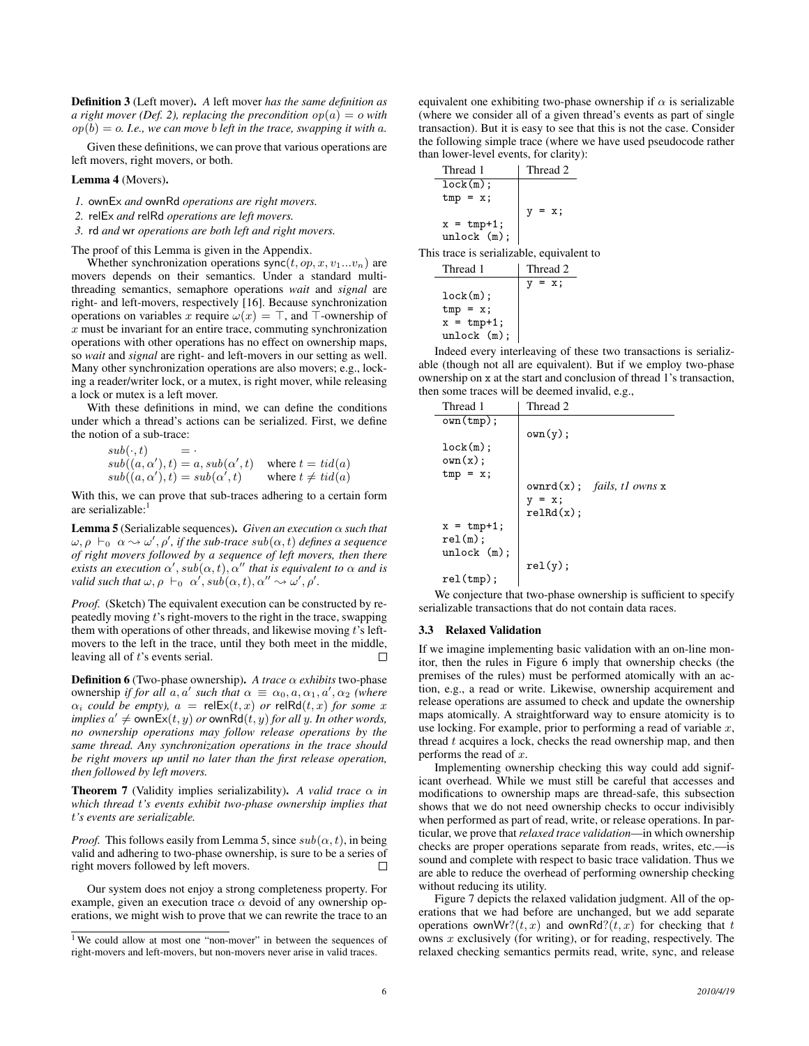**Definition 3** (Left mover). *A* left mover *has the same definition as a right mover (Def. 2), replacing the precondition $op(a) = o$ with $op(b) = o$. I.e., we can move $b$ left in the trace, swapping it with $a$.*

Given these definitions, we can prove that various operations are left movers, right movers, or both.

**Lemma 4** (Movers)**.**

1. ownEx *and* ownRd *operations are right movers.*
2. relEx *and* relRd *operations are left movers.*
3. rd *and* wr *operations are both left and right movers.*

The proof of this Lemma is given in the Appendix.

Whether synchronization operations $\mathsf{sync}(t, op, x, v_1...v_n)$ are movers depends on their semantics. Under a standard multi-threading semantics, semaphore operations *wait* and *signal* are right- and left-movers, respectively [16]. Because synchronization operations on variables $x$ require $\omega(x) = \top$, and $\top$-ownership of $x$ must be invariant for an entire trace, commuting synchronization operations with other operations has no effect on ownership maps, so *wait* and *signal* are right- and left-movers in our setting as well. Many other synchronization operations are also movers; e.g., locking a reader/writer lock, or a mutex, is right mover, while releasing a lock or mutex is a left mover.

With these definitions in mind, we can define the conditions under which a thread's actions can be serialized. First, we define the notion of a sub-trace:

$$
\begin{array}{lll}
sub(\cdot, t) & = \cdot & \\
sub((a, \alpha'), t) = a, sub(\alpha', t) & & \text{where } t = tid(a) \\
sub((a, \alpha'), t) = sub(\alpha', t) & & \text{where } t \neq tid(a)
\end{array}
$$

With this, we can prove that sub-traces adhering to a certain form are serializable:[1]

**Lemma 5** (Serializable sequences)**.** *Given an execution $\alpha$ such that $\omega, \rho \vdash_0 \alpha \rightsquigarrow \omega', \rho'$, if the sub-trace $sub(\alpha, t)$ defines a sequence of right movers followed by a sequence of left movers, then there exists an execution $\alpha', sub(\alpha, t), \alpha''$ that is equivalent to $\alpha$ and is valid such that $\omega, \rho \vdash_0 \alpha', sub(\alpha, t), \alpha'' \rightsquigarrow \omega', \rho'$.*

*Proof.* (Sketch) The equivalent execution can be constructed by repeatedly moving $t$'s right-movers to the right in the trace, swapping them with operations of other threads, and likewise moving $t$'s left-movers to the left in the trace, until they both meet in the middle, leaving all of $t$'s events serial. □

**Definition 6** (Two-phase ownership). *A trace $\alpha$ exhibits* two-phase ownership *if for all $a, a'$ such that $\alpha \equiv \alpha_0, a, \alpha_1, a', \alpha_2$ (where $\alpha_i$ could be empty), $a = \mathsf{relEx}(t, x)$ or $\mathsf{relRd}(t, x)$ for some $x$ implies $a' \neq \mathsf{ownEx}(t, y)$ or $\mathsf{ownRd}(t, y)$ for all $y$. In other words, no ownership operations may follow release operations by the same thread. Any synchronization operations in the trace should be right movers up until no later than the first release operation, then followed by left movers.*

**Theorem 7** (Validity implies serializability)**.** *A valid trace $\alpha$ in which thread $t$'s events exhibit two-phase ownership implies that $t$'s events are serializable.*

*Proof.* This follows easily from Lemma 5, since $sub(\alpha, t)$, in being valid and adhering to two-phase ownership, is sure to be a series of right movers followed by left movers. □

Our system does not enjoy a strong completeness property. For example, given an execution trace $\alpha$ devoid of any ownership operations, we might wish to prove that we can rewrite the trace to an equivalent one exhibiting two-phase ownership if $\alpha$ is serializable (where we consider all of a given thread's events as part of single transaction). But it is easy to see that this is not the case. Consider the following simple trace (where we have used pseudocode rather than lower-level events, for clarity):

| Thread 1 | Thread 2 |
|---|---|
| `lock(m);` | |
| `tmp = x;` | |
| | `y = x;` |
| `x = tmp+1;` | |
| `unlock (m);` | |

This trace is serializable, equivalent to

| Thread 1 | Thread 2 |
|---|---|
| | `y = x;` |
| `lock(m);` | |
| `tmp = x;` | |
| `x = tmp+1;` | |
| `unlock (m);` | |

Indeed every interleaving of these two transactions is serializable (though not all are equivalent). But if we employ two-phase ownership on `x` at the start and conclusion of thread 1's transaction, then some traces will be deemed invalid, e.g.,

| Thread 1 | Thread 2 |
|---|---|
| `own(tmp);` | |
| | `own(y);` |
| `lock(m);` | |
| `own(x);` | |
| `tmp = x;` | |
| | `ownrd(x);` *fails, t1 owns* `x` |
| | `y = x;` |
| | `relRd(x);` |
| `x = tmp+1;` | |
| `rel(m);` | |
| `unlock (m);` | |
| | `rel(y);` |
| `rel(tmp);` | |

We conjecture that two-phase ownership is sufficient to specify serializable transactions that do not contain data races.

### 3.3 Relaxed Validation

If we imagine implementing basic validation with an on-line monitor, then the rules in Figure 6 imply that ownership checks (the premises of the rules) must be performed atomically with an action, e.g., a read or write. Likewise, ownership acquirement and release operations are assumed to check and update the ownership maps atomically. A straightforward way to ensure atomicity is to use locking. For example, prior to performing a read of variable $x$, thread $t$ acquires a lock, checks the read ownership map, and then performs the read of $x$.

Implementing ownership checking this way could add significant overhead. While we must still be careful that accesses and modifications to ownership maps are thread-safe, this subsection shows that we do not need ownership checks to occur indivisibly when performed as part of read, write, or release operations. In particular, we prove that *relaxed trace validation*—in which ownership checks are proper operations separate from reads, writes, etc.—is sound and complete with respect to basic trace validation. Thus we are able to reduce the overhead of performing ownership checking without reducing its utility.

Figure 7 depicts the relaxed validation judgment. All of the operations that we had before are unchanged, but we add separate operations $\mathsf{ownWr?}(t, x)$ and $\mathsf{ownRd?}(t, x)$ for checking that $t$ owns $x$ exclusively (for writing), or for reading, respectively. The relaxed checking semantics permits read, write, sync, and release

[1] We could allow at most one "non-mover" in between the sequences of right-movers and left-movers, but non-movers never arise in valid traces.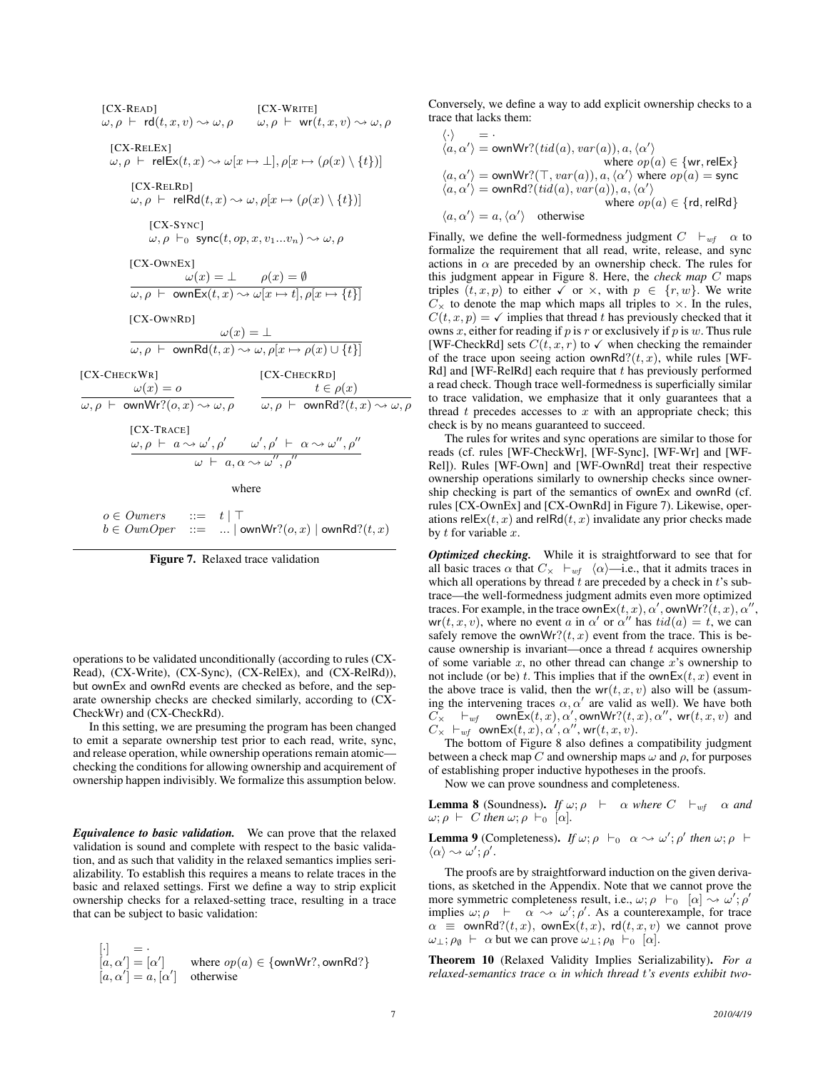$$\frac{\text{[CX-READ]}}{\omega, \rho \vdash \mathsf{rd}(t, x, v) \rightsquigarrow \omega, \rho} \qquad \frac{\text{[CX-WRITE]}}{\omega, \rho \vdash \mathsf{wr}(t, x, v) \rightsquigarrow \omega, \rho}$$

$$\frac{\text{[CX-RELEX]}}{\omega, \rho \vdash \mathsf{relEx}(t, x) \rightsquigarrow \omega[x \mapsto \bot], \rho[x \mapsto (\rho(x) \setminus \{t\})]}$$

$$\frac{\text{[CX-RELRD]}}{\omega, \rho \vdash \mathsf{relRd}(t, x) \rightsquigarrow \omega, \rho[x \mapsto (\rho(x) \setminus \{t\})]}$$

$$\frac{\text{[CX-SYNC]}}{\omega, \rho \vdash_0 \mathsf{sync}(t, op, x, v_1 ... v_n) \rightsquigarrow \omega, \rho}$$

[CX-OWNEX]
$$\frac{\omega(x) = \bot \qquad \rho(x) = \emptyset}{\omega, \rho \vdash \mathsf{ownEx}(t, x) \rightsquigarrow \omega[x \mapsto t], \rho[x \mapsto \{t\}]}$$

[CX-OWNRD]
$$\frac{\omega(x) = \bot}{\omega, \rho \vdash \mathsf{ownRd}(t, x) \rightsquigarrow \omega, \rho[x \mapsto \rho(x) \cup \{t\}]}$$

[CX-CHECKWR] [CX-CHECKRD]
$$\frac{\omega(x) = o}{\omega, \rho \vdash \mathsf{ownWr?}(o, x) \rightsquigarrow \omega, \rho} \qquad \frac{t \in \rho(x)}{\omega, \rho \vdash \mathsf{ownRd?}(t, x) \rightsquigarrow \omega, \rho}$$

[CX-TRACE]
$$\frac{\omega, \rho \vdash a \rightsquigarrow \omega', \rho' \qquad \omega', \rho' \vdash \alpha \rightsquigarrow \omega'', \rho''}{\omega \vdash a, \alpha \rightsquigarrow \omega'', \rho''}$$

where

$$\begin{array}{lcl} o \in Owners & ::= & t \mid \top \\ b \in OwnOper & ::= & ... \mid \mathsf{ownWr?}(o, x) \mid \mathsf{ownRd?}(t, x) \end{array}$$

**Figure 7.** Relaxed trace validation

operations to be validated unconditionally (according to rules (CX-Read), (CX-Write), (CX-Sync), (CX-RelEx), and (CX-RelRd)), but ownEx and ownRd events are checked as before, and the separate ownership checks are checked similarly, according to (CX-CheckWr) and (CX-CheckRd).

In this setting, we are presuming the program has been changed to emit a separate ownership test prior to each read, write, sync, and release operation, while ownership operations remain atomic—checking the conditions for allowing ownership and acquirement of ownership happen indivisibly. We formalize this assumption below.

***Equivalence to basic validation.*** We can prove that the relaxed validation is sound and complete with respect to the basic validation, and as such that validity in the relaxed semantics implies serializability. To establish this requires a means to relate traces in the basic and relaxed settings. First we define a way to strip explicit ownership checks for a relaxed-setting trace, resulting in a trace that can be subject to basic validation:

$$\begin{array}{lll} [\cdot] & = \cdot & \\ [a, \alpha'] = [\alpha'] & & \text{where } op(a) \in \{\mathsf{ownWr?}, \mathsf{ownRd?}\} \\ [a, \alpha'] = a, [\alpha'] & & \text{otherwise} \end{array}$$

Conversely, we define a way to add explicit ownership checks to a trace that lacks them:

$$\begin{array}{l} \langle \cdot \rangle \quad = \cdot \\ \langle a, \alpha' \rangle = \mathsf{ownWr?}(tid(a), var(a)), a, \langle \alpha' \rangle \\ \qquad\qquad\qquad\qquad \text{where } op(a) \in \{\mathsf{wr}, \mathsf{relEx}\} \\ \langle a, \alpha' \rangle = \mathsf{ownWr?}(\top, var(a)), a, \langle \alpha' \rangle \text{ where } op(a) = \mathsf{sync} \\ \langle a, \alpha' \rangle = \mathsf{ownRd?}(tid(a), var(a)), a, \langle \alpha' \rangle \\ \qquad\qquad\qquad\qquad \text{where } op(a) \in \{\mathsf{rd}, \mathsf{relRd}\} \\ \langle a, \alpha' \rangle = a, \langle \alpha' \rangle \quad \text{otherwise} \end{array}$$

Finally, we define the well-formedness judgment $C \vdash_{wf} \alpha$ to formalize the requirement that all read, write, release, and sync actions in $\alpha$ are preceded by an ownership check. The rules for this judgment appear in Figure 8. Here, the *check map* $C$ maps triples $(t, x, p)$ to either ✓ or ×, with $p \in \{r, w\}$. We write $C_\times$ to denote the map which maps all triples to ×. In the rules, $C(t, x, p) =$ ✓ implies that thread $t$ has previously checked that it owns $x$, either for reading if $p$ is $r$ or exclusively if $p$ is $w$. Thus rule [WF-CheckRd] sets $C(t, x, r)$ to ✓ when checking the remainder of the trace upon seeing action $\mathsf{ownRd?}(t, x)$, while rules [WF-Rd] and [WF-RelRd] each require that $t$ has previously performed a read check. Though trace well-formedness is superficially similar to trace validation, we emphasize that it only guarantees that a thread $t$ precedes accesses to $x$ with an appropriate check; this check is by no means guaranteed to succeed.

The rules for writes and sync operations are similar to those for reads (cf. rules [WF-CheckWr], [WF-Sync], [WF-Wr] and [WF-Rel]). Rules [WF-Own] and [WF-OwnRd] treat their respective ownership operations similarly to ownership checks since ownership checking is part of the semantics of ownEx and ownRd (cf. rules [CX-OwnEx] and [CX-OwnRd] in Figure 7). Likewise, operations $\mathsf{relEx}(t, x)$ and $\mathsf{relRd}(t, x)$ invalidate any prior checks made by $t$ for variable $x$.

***Optimized checking.*** While it is straightforward to see that for all basic traces $\alpha$ that $C_\times \vdash_{wf} \langle \alpha \rangle$—i.e., that it admits traces in which all operations by thread $t$ are preceded by a check in $t$'s subtrace—the well-formedness judgment admits even more optimized traces. For example, in the trace $\mathsf{ownEx}(t, x), \alpha', \mathsf{ownWr?}(t, x), \alpha'', \mathsf{wr}(t, x, v)$, where no event $a$ in $\alpha'$ or $\alpha''$ has $tid(a) = t$, we can safely remove the $\mathsf{ownWr?}(t, x)$ event from the trace. This is because ownership is invariant—once a thread $t$ acquires ownership of some variable $x$, no other thread can change $x$'s ownership to not include (or be) $t$. This implies that if the $\mathsf{ownEx}(t, x)$ event in the above trace is valid, then the $\mathsf{wr}(t, x, v)$ also will be (assuming the intervening traces $\alpha, \alpha'$ are valid as well). We have both $C_\times \vdash_{wf} \mathsf{ownEx}(t, x), \alpha', \mathsf{ownWr?}(t, x), \alpha'', \mathsf{wr}(t, x, v)$ and $C_\times \vdash_{wf} \mathsf{ownEx}(t, x), \alpha', \alpha'', \mathsf{wr}(t, x, v)$.

The bottom of Figure 8 also defines a compatibility judgment between a check map $C$ and ownership maps $\omega$ and $\rho$, for purposes of establishing proper inductive hypotheses in the proofs.

Now we can prove soundness and completeness.

**Lemma 8** (Soundness). *If $\omega; \rho \vdash \alpha$ where $C \vdash_{wf} \alpha$ and $\omega; \rho \vdash C$ then $\omega; \rho \vdash_0 [\alpha]$.*

**Lemma 9** (Completeness). *If $\omega; \rho \vdash_0 \alpha \rightsquigarrow \omega'; \rho'$ then $\omega; \rho \vdash \langle \alpha \rangle \rightsquigarrow \omega'; \rho'$.*

The proofs are by straightforward induction on the given derivations, as sketched in the Appendix. Note that we cannot prove the more symmetric completeness result, i.e., $\omega; \rho \vdash_0 [\alpha] \rightsquigarrow \omega'; \rho'$ implies $\omega; \rho \vdash \alpha \rightsquigarrow \omega'; \rho'$. As a counterexample, for trace $\alpha \equiv \mathsf{ownRd?}(t, x), \mathsf{ownEx}(t, x), \mathsf{rd}(t, x, v)$ we cannot prove $\omega_\bot; \rho_\emptyset \vdash \alpha$ but we can prove $\omega_\bot; \rho_\emptyset \vdash_0 [\alpha]$.

**Theorem 10** (Relaxed Validity Implies Serializability). *For a relaxed-semantics trace $\alpha$ in which thread $t$'s events exhibit two-*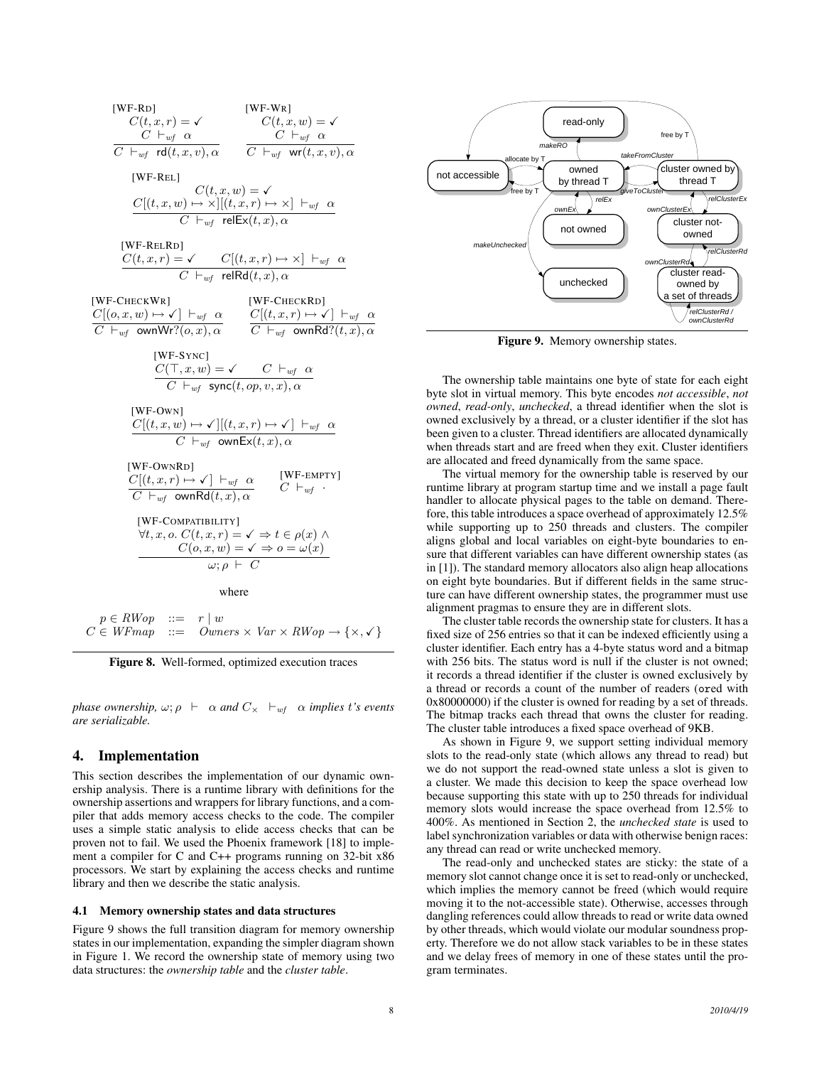[WF-RD]
$$\frac{C(t,x,r) = \checkmark \qquad C \vdash_{wf} \alpha}{C \vdash_{wf} \mathsf{rd}(t,x,v), \alpha}$$

[WF-WR]
$$\frac{C(t,x,w) = \checkmark \qquad C \vdash_{wf} \alpha}{C \vdash_{wf} \mathsf{wr}(t,x,v), \alpha}$$

[WF-REL]
$$\frac{C(t,x,w) = \checkmark \qquad C[(t,x,w) \mapsto \times][(t,x,r) \mapsto \times] \vdash_{wf} \alpha}{C \vdash_{wf} \mathsf{relEx}(t,x), \alpha}$$

[WF-RELRD]
$$\frac{C(t,x,r) = \checkmark \qquad C[(t,x,r) \mapsto \times] \vdash_{wf} \alpha}{C \vdash_{wf} \mathsf{relRd}(t,x), \alpha}$$

[WF-CHECKWR]
$$\frac{C[(o,x,w) \mapsto \checkmark] \vdash_{wf} \alpha}{C \vdash_{wf} \mathsf{ownWr?}(o,x), \alpha}$$

[WF-CHECKRD]
$$\frac{C[(t,x,r) \mapsto \checkmark] \vdash_{wf} \alpha}{C \vdash_{wf} \mathsf{ownRd?}(t,x), \alpha}$$

[WF-SYNC]
$$\frac{C(\top,x,w) = \checkmark \qquad C \vdash_{wf} \alpha}{C \vdash_{wf} \mathsf{sync}(t,op,v,x), \alpha}$$

[WF-OWN]
$$\frac{C[(t,x,w) \mapsto \checkmark][(t,x,r) \mapsto \checkmark] \vdash_{wf} \alpha}{C \vdash_{wf} \mathsf{ownEx}(t,x), \alpha}$$

[WF-OWNRD]
$$\frac{C[(t,x,r) \mapsto \checkmark] \vdash_{wf} \alpha}{C \vdash_{wf} \mathsf{ownRd}(t,x), \alpha}$$

[WF-EMPTY]
$$C \vdash_{wf} \cdot$$

[WF-COMPATIBILITY]
$$\frac{\forall t,x,o.\ C(t,x,r) = \checkmark \Rightarrow t \in \rho(x) \wedge C(o,x,w) = \checkmark \Rightarrow o = \omega(x)}{\omega;\rho \vdash C}$$

where

$$p \in RWop \ ::= \ r \mid w$$
$$C \in WFmap \ ::= \ Owners \times Var \times RWop \to \{\times, \checkmark\}$$

**Figure 8.** Well-formed, optimized execution traces

*phase ownership,* $\omega;\rho \vdash \alpha$ *and* $C_\times \vdash_{wf} \alpha$ *implies* $t$*'s events are serializable.*

## 4. Implementation

This section describes the implementation of our dynamic ownership analysis. There is a runtime library with definitions for the ownership assertions and wrappers for library functions, and a compiler that adds memory access checks to the code. The compiler uses a simple static analysis to elide access checks that can be proven not to fail. We used the Phoenix framework [18] to implement a compiler for C and C++ programs running on 32-bit x86 processors. We start by explaining the access checks and runtime library and then we describe the static analysis.

### 4.1 Memory ownership states and data structures

Figure 9 shows the full transition diagram for memory ownership states in our implementation, expanding the simpler diagram shown in Figure 1. We record the ownership state of memory using two data structures: the *ownership table* and the *cluster table*.

**Figure 9.** Memory ownership states.

The ownership table maintains one byte of state for each eight byte slot in virtual memory. This byte encodes *not accessible*, *not owned*, *read-only*, *unchecked*, a thread identifier when the slot is owned exclusively by a thread, or a cluster identifier if the slot has been given to a cluster. Thread identifiers are allocated dynamically when threads start and are freed when they exit. Cluster identifiers are allocated and freed dynamically from the same space.

The virtual memory for the ownership table is reserved by our runtime library at program startup time and we install a page fault handler to allocate physical pages to the table on demand. Therefore, this table introduces a space overhead of approximately 12.5% while supporting up to 250 threads and clusters. The compiler aligns global and local variables on eight-byte boundaries to ensure that different variables can have different ownership states (as in [1]). The standard memory allocators also align heap allocations on eight byte boundaries. But if different fields in the same structure can have different ownership states, the programmer must use alignment pragmas to ensure they are in different slots.

The cluster table records the ownership state for clusters. It has a fixed size of 256 entries so that it can be indexed efficiently using a cluster identifier. Each entry has a 4-byte status word and a bitmap with 256 bits. The status word is null if the cluster is not owned; it records a thread identifier if the cluster is owned exclusively by a thread or records a count of the number of readers (ored with 0x80000000) if the cluster is owned for reading by a set of threads. The bitmap tracks each thread that owns the cluster for reading. The cluster table introduces a fixed space overhead of 9KB.

As shown in Figure 9, we support setting individual memory slots to the read-only state (which allows any thread to read) but we do not support the read-owned state unless a slot is given to a cluster. We made this decision to keep the space overhead low because supporting this state with up to 250 threads for individual memory slots would increase the space overhead from 12.5% to 400%. As mentioned in Section 2, the *unchecked state* is used to label synchronization variables or data with otherwise benign races: any thread can read or write unchecked memory.

The read-only and unchecked states are sticky: the state of a memory slot cannot change once it is set to read-only or unchecked, which implies the memory cannot be freed (which would require moving it to the not-accessible state). Otherwise, accesses through dangling references could allow threads to read or write data owned by other threads, which would violate our modular soundness property. Therefore we do not allow stack variables to be in these states and we delay frees of memory in one of these states until the program terminates.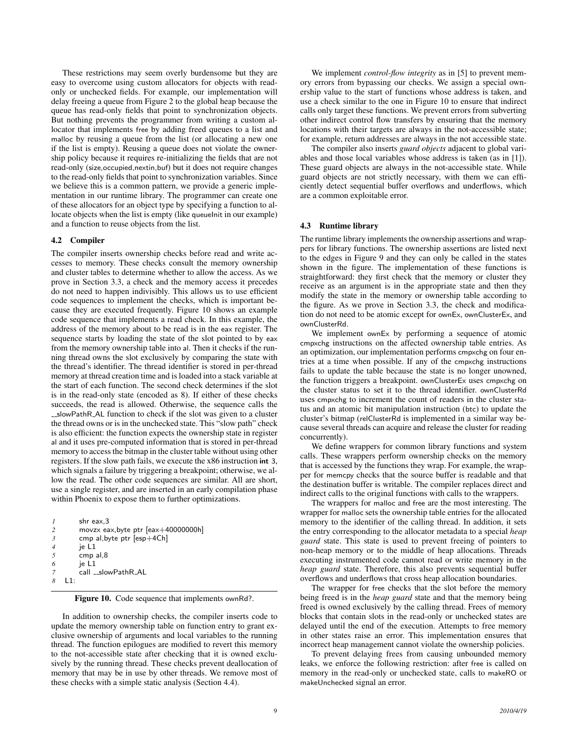These restrictions may seem overly burdensome but they are easy to overcome using custom allocators for objects with read-only or unchecked fields. For example, our implementation will delay freeing a queue from Figure 2 to the global heap because the queue has read-only fields that point to synchronization objects. But nothing prevents the programmer from writing a custom allocator that implements free by adding freed queues to a list and malloc by reusing a queue from the list (or allocating a new one if the list is empty). Reusing a queue does not violate the ownership policy because it requires re-initializing the fields that are not read-only (size,occupied,nextin,buf) but it does not require changes to the read-only fields that point to synchronization variables. Since we believe this is a common pattern, we provide a generic implementation in our runtime library. The programmer can create one of these allocators for an object type by specifying a function to allocate objects when the list is empty (like queueInit in our example) and a function to reuse objects from the list.

### 4.2 Compiler

The compiler inserts ownership checks before read and write accesses to memory. These checks consult the memory ownership and cluster tables to determine whether to allow the access. As we prove in Section 3.3, a check and the memory access it precedes do not need to happen indivisibly. This allows us to use efficient code sequences to implement the checks, which is important because they are executed frequently. Figure 10 shows an example code sequence that implements a read check. In this example, the address of the memory about to be read is in the eax register. The sequence starts by loading the state of the slot pointed to by eax from the memory ownership table into al. Then it checks if the running thread owns the slot exclusively by comparing the state with the thread's identifier. The thread identifier is stored in per-thread memory at thread creation time and is loaded into a stack variable at the start of each function. The second check determines if the slot is in the read-only state (encoded as 8). If either of these checks succeeds, the read is allowed. Otherwise, the sequence calls the __slowPathR_AL function to check if the slot was given to a cluster the thread owns or is in the unchecked state. This "slow path" check is also efficient: the function expects the ownership state in register al and it uses pre-computed information that is stored in per-thread memory to access the bitmap in the cluster table without using other registers. If the slow path fails, we execute the x86 instruction **int** 3, which signals a failure by triggering a breakpoint; otherwise, we allow the read. The other code sequences are similar. All are short, use a single register, and are inserted in an early compilation phase within Phoenix to expose them to further optimizations.

```
1     shr eax,3
2     movzx eax,byte ptr [eax+40000000h]
3     cmp al,byte ptr [esp+4Ch]
4     je L1
5     cmp al,8
6     je L1
7     call __slowPathR_AL
8  L1:
```

**Figure 10.** Code sequence that implements ownRd?.

In addition to ownership checks, the compiler inserts code to update the memory ownership table on function entry to grant exclusive ownership of arguments and local variables to the running thread. The function epilogues are modified to revert this memory to the not-accessible state after checking that it is owned exclusively by the running thread. These checks prevent deallocation of memory that may be in use by other threads. We remove most of these checks with a simple static analysis (Section 4.4).

We implement *control-flow integrity* as in [5] to prevent memory errors from bypassing our checks. We assign a special ownership value to the start of functions whose address is taken, and use a check similar to the one in Figure 10 to ensure that indirect calls only target these functions. We prevent errors from subverting other indirect control flow transfers by ensuring that the memory locations with their targets are always in the not-accessible state; for example, return addresses are always in the not accessible state.

The compiler also inserts *guard objects* adjacent to global variables and those local variables whose address is taken (as in [1]). These guard objects are always in the not-accessible state. While guard objects are not strictly necessary, with them we can efficiently detect sequential buffer overflows and underflows, which are a common exploitable error.

### 4.3 Runtime library

The runtime library implements the ownership assertions and wrappers for library functions. The ownership assertions are listed next to the edges in Figure 9 and they can only be called in the states shown in the figure. The implementation of these functions is straightforward: they first check that the memory or cluster they receive as an argument is in the appropriate state and then they modify the state in the memory or ownership table according to the figure. As we prove in Section 3.3, the check and modification do not need to be atomic except for ownEx, ownClusterEx, and ownClusterRd.

We implement ownEx by performing a sequence of atomic cmpxchg instructions on the affected ownership table entries. As an optimization, our implementation performs cmpxchg on four entries at a time when possible. If any of the cmpxchg instructions fails to update the table because the state is no longer unowned, the function triggers a breakpoint. ownClusterEx uses cmpxchg on the cluster status to set it to the thread identifier. ownClusterRd uses cmpxchg to increment the count of readers in the cluster status and an atomic bit manipulation instruction (btc) to update the cluster's bitmap (relClusterRd is implemented in a similar way because several threads can acquire and release the cluster for reading concurrently).

We define wrappers for common library functions and system calls. These wrappers perform ownership checks on the memory that is accessed by the functions they wrap. For example, the wrapper for memcpy checks that the source buffer is readable and that the destination buffer is writable. The compiler replaces direct and indirect calls to the original functions with calls to the wrappers.

The wrappers for malloc and free are the most interesting. The wrapper for malloc sets the ownership table entries for the allocated memory to the identifier of the calling thread. In addition, it sets the entry corresponding to the allocator metadata to a special *heap guard* state. This state is used to prevent freeing of pointers to non-heap memory or to the middle of heap allocations. Threads executing instrumented code cannot read or write memory in the *heap guard* state. Therefore, this also prevents sequential buffer overflows and underflows that cross heap allocation boundaries.

The wrapper for free checks that the slot before the memory being freed is in the *heap guard* state and that the memory being freed is owned exclusively by the calling thread. Frees of memory blocks that contain slots in the read-only or unchecked states are delayed until the end of the execution. Attempts to free memory in other states raise an error. This implementation ensures that incorrect heap management cannot violate the ownership policies.

To prevent delaying frees from causing unbounded memory leaks, we enforce the following restriction: after free is called on memory in the read-only or unchecked state, calls to makeRO or makeUnchecked signal an error.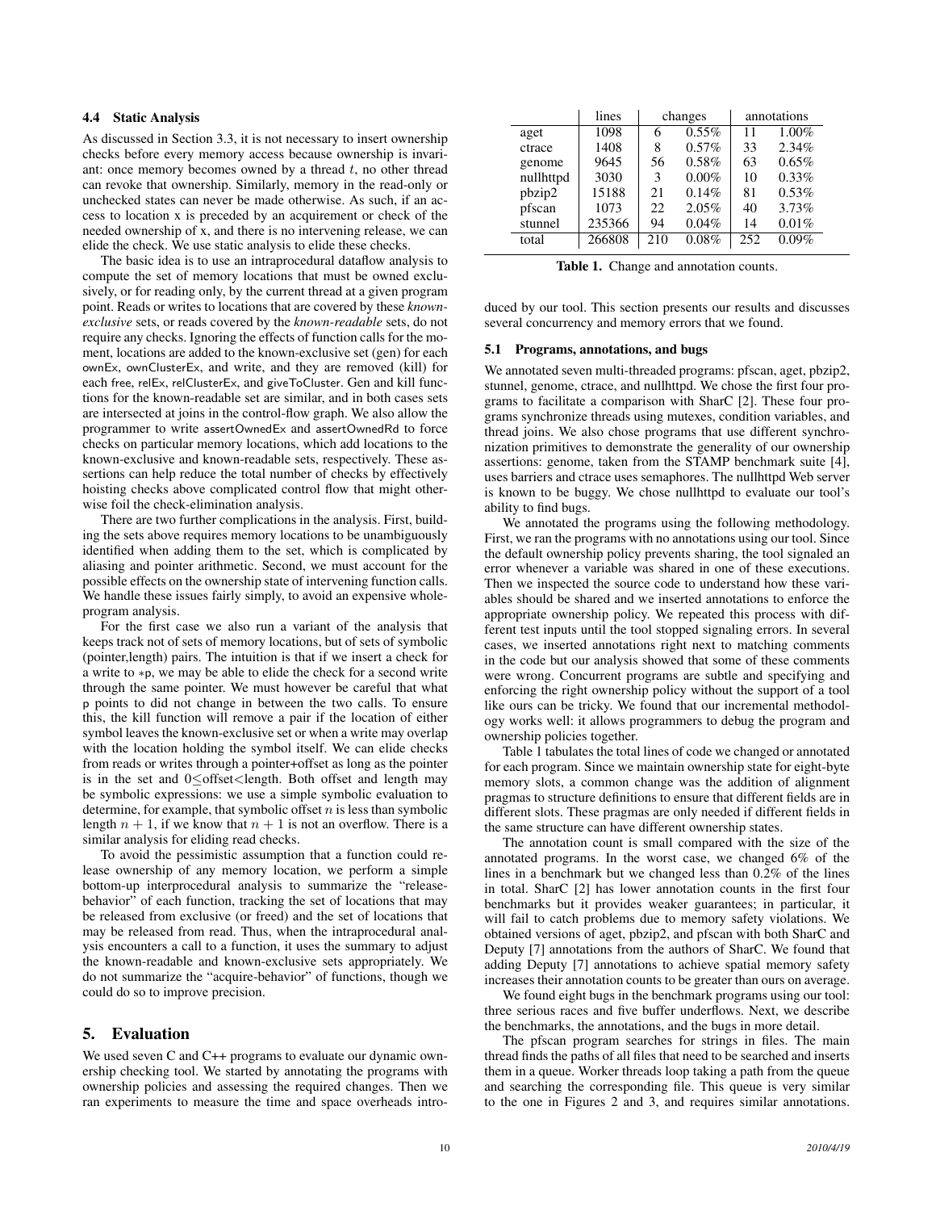### 4.4 Static Analysis

As discussed in Section 3.3, it is not necessary to insert ownership checks before every memory access because ownership is invariant: once memory becomes owned by a thread $t$, no other thread can revoke that ownership. Similarly, memory in the read-only or unchecked states can never be made otherwise. As such, if an access to location x is preceded by an acquirement or check of the needed ownership of x, and there is no intervening release, we can elide the check. We use static analysis to elide these checks.

The basic idea is to use an intraprocedural dataflow analysis to compute the set of memory locations that must be owned exclusively, or for reading only, by the current thread at a given program point. Reads or writes to locations that are covered by these *known-exclusive* sets, or reads covered by the *known-readable* sets, do not require any checks. Ignoring the effects of function calls for the moment, locations are added to the known-exclusive set (gen) for each ownEx, ownClusterEx, and write, and they are removed (kill) for each free, relEx, relClusterEx, and giveToCluster. Gen and kill functions for the known-readable set are similar, and in both cases sets are intersected at joins in the control-flow graph. We also allow the programmer to write assertOwnedEx and assertOwnedRd to force checks on particular memory locations, which add locations to the known-exclusive and known-readable sets, respectively. These assertions can help reduce the total number of checks by effectively hoisting checks above complicated control flow that might otherwise foil the check-elimination analysis.

There are two further complications in the analysis. First, building the sets above requires memory locations to be unambiguously identified when adding them to the set, which is complicated by aliasing and pointer arithmetic. Second, we must account for the possible effects on the ownership state of intervening function calls. We handle these issues fairly simply, to avoid an expensive whole-program analysis.

For the first case we also run a variant of the analysis that keeps track not of sets of memory locations, but of sets of symbolic (pointer,length) pairs. The intuition is that if we insert a check for a write to *p, we may be able to elide the check for a second write through the same pointer. We must however be careful that what p points to did not change in between the two calls. To ensure this, the kill function will remove a pair if the location of either symbol leaves the known-exclusive set or when a write may overlap with the location holding the symbol itself. We can elide checks from reads or writes through a pointer+offset as long as the pointer is in the set and 0≤offset<length. Both offset and length may be symbolic expressions: we use a simple symbolic evaluation to determine, for example, that symbolic offset $n$ is less than symbolic length $n + 1$, if we know that $n + 1$ is not an overflow. There is a similar analysis for eliding read checks.

To avoid the pessimistic assumption that a function could release ownership of any memory location, we perform a simple bottom-up interprocedural analysis to summarize the "release-behavior" of each function, tracking the set of locations that may be released from exclusive (or freed) and the set of locations that may be released from read. Thus, when the intraprocedural analysis encounters a call to a function, it uses the summary to adjust the known-readable and known-exclusive sets appropriately. We do not summarize the "acquire-behavior" of functions, though we could do so to improve precision.

## 5. Evaluation

We used seven C and C++ programs to evaluate our dynamic ownership checking tool. We started by annotating the programs with ownership policies and assessing the required changes. Then we ran experiments to measure the time and space overheads introduced by our tool. This section presents our results and discusses several concurrency and memory errors that we found.

| | lines | changes | | annotations | |
|---|---|---|---|---|---|
| aget | 1098 | 6 | 0.55% | 11 | 1.00% |
| ctrace | 1408 | 8 | 0.57% | 33 | 2.34% |
| genome | 9645 | 56 | 0.58% | 63 | 0.65% |
| nullhttpd | 3030 | 3 | 0.00% | 10 | 0.33% |
| pbzip2 | 15188 | 21 | 0.14% | 81 | 0.53% |
| pfscan | 1073 | 22 | 2.05% | 40 | 3.73% |
| stunnel | 235366 | 94 | 0.04% | 14 | 0.01% |
| total | 266808 | 210 | 0.08% | 252 | 0.09% |

**Table 1.** Change and annotation counts.

### 5.1 Programs, annotations, and bugs

We annotated seven multi-threaded programs: pfscan, aget, pbzip2, stunnel, genome, ctrace, and nullhttpd. We chose the first four programs to facilitate a comparison with SharC [2]. These four programs synchronize threads using mutexes, condition variables, and thread joins. We also chose programs that use different synchronization primitives to demonstrate the generality of our ownership assertions: genome, taken from the STAMP benchmark suite [4], uses barriers and ctrace uses semaphores. The nullhttpd Web server is known to be buggy. We chose nullhttpd to evaluate our tool's ability to find bugs.

We annotated the programs using the following methodology. First, we ran the programs with no annotations using our tool. Since the default ownership policy prevents sharing, the tool signaled an error whenever a variable was shared in one of these executions. Then we inspected the source code to understand how these variables should be shared and we inserted annotations to enforce the appropriate ownership policy. We repeated this process with different test inputs until the tool stopped signaling errors. In several cases, we inserted annotations right next to matching comments in the code but our analysis showed that some of these comments were wrong. Concurrent programs are subtle and specifying and enforcing the right ownership policy without the support of a tool like ours can be tricky. We found that our incremental methodology works well: it allows programmers to debug the program and ownership policies together.

Table 1 tabulates the total lines of code we changed or annotated for each program. Since we maintain ownership state for eight-byte memory slots, a common change was the addition of alignment pragmas to structure definitions to ensure that different fields are in different slots. These pragmas are only needed if different fields in the same structure can have different ownership states.

The annotation count is small compared with the size of the annotated programs. In the worst case, we changed 6% of the lines in a benchmark but we changed less than 0.2% of the lines in total. SharC [2] has lower annotation counts in the first four benchmarks but it provides weaker guarantees; in particular, it will fail to catch problems due to memory safety violations. We obtained versions of aget, pbzip2, and pfscan with both SharC and Deputy [7] annotations from the authors of SharC. We found that adding Deputy [7] annotations to achieve spatial memory safety increases their annotation counts to be greater than ours on average.

We found eight bugs in the benchmark programs using our tool: three serious races and five buffer underflows. Next, we describe the benchmarks, the annotations, and the bugs in more detail.

The pfscan program searches for strings in files. The main thread finds the paths of all files that need to be searched and inserts them in a queue. Worker threads loop taking a path from the queue and searching the corresponding file. This queue is very similar to the one in Figures 2 and 3, and requires similar annotations.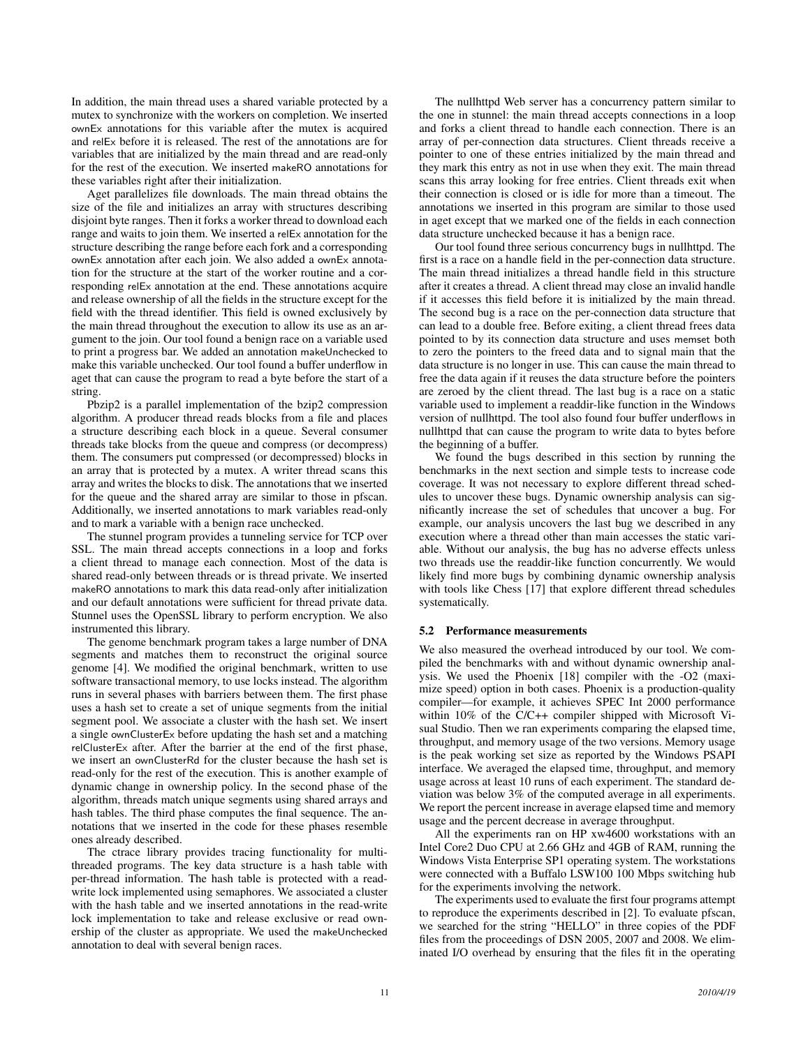In addition, the main thread uses a shared variable protected by a mutex to synchronize with the workers on completion. We inserted ownEx annotations for this variable after the mutex is acquired and relEx before it is released. The rest of the annotations are for variables that are initialized by the main thread and are read-only for the rest of the execution. We inserted makeRO annotations for these variables right after their initialization.

Aget parallelizes file downloads. The main thread obtains the size of the file and initializes an array with structures describing disjoint byte ranges. Then it forks a worker thread to download each range and waits to join them. We inserted a relEx annotation for the structure describing the range before each fork and a corresponding ownEx annotation after each join. We also added a ownEx annotation for the structure at the start of the worker routine and a corresponding relEx annotation at the end. These annotations acquire and release ownership of all the fields in the structure except for the field with the thread identifier. This field is owned exclusively by the main thread throughout the execution to allow its use as an argument to the join. Our tool found a benign race on a variable used to print a progress bar. We added an annotation makeUnchecked to make this variable unchecked. Our tool found a buffer underflow in aget that can cause the program to read a byte before the start of a string.

Pbzip2 is a parallel implementation of the bzip2 compression algorithm. A producer thread reads blocks from a file and places a structure describing each block in a queue. Several consumer threads take blocks from the queue and compress (or decompress) them. The consumers put compressed (or decompressed) blocks in an array that is protected by a mutex. A writer thread scans this array and writes the blocks to disk. The annotations that we inserted for the queue and the shared array are similar to those in pfscan. Additionally, we inserted annotations to mark variables read-only and to mark a variable with a benign race unchecked.

The stunnel program provides a tunneling service for TCP over SSL. The main thread accepts connections in a loop and forks a client thread to manage each connection. Most of the data is shared read-only between threads or is thread private. We inserted makeRO annotations to mark this data read-only after initialization and our default annotations were sufficient for thread private data. Stunnel uses the OpenSSL library to perform encryption. We also instrumented this library.

The genome benchmark program takes a large number of DNA segments and matches them to reconstruct the original source genome [4]. We modified the original benchmark, written to use software transactional memory, to use locks instead. The algorithm runs in several phases with barriers between them. The first phase uses a hash set to create a set of unique segments from the initial segment pool. We associate a cluster with the hash set. We insert a single ownClusterEx before updating the hash set and a matching relClusterEx after. After the barrier at the end of the first phase, we insert an ownClusterRd for the cluster because the hash set is read-only for the rest of the execution. This is another example of dynamic change in ownership policy. In the second phase of the algorithm, threads match unique segments using shared arrays and hash tables. The third phase computes the final sequence. The annotations that we inserted in the code for these phases resemble ones already described.

The ctrace library provides tracing functionality for multi-threaded programs. The key data structure is a hash table with per-thread information. The hash table is protected with a read-write lock implemented using semaphores. We associated a cluster with the hash table and we inserted annotations in the read-write lock implementation to take and release exclusive or read ownership of the cluster as appropriate. We used the makeUnchecked annotation to deal with several benign races.

The nullhttpd Web server has a concurrency pattern similar to the one in stunnel: the main thread accepts connections in a loop and forks a client thread to handle each connection. There is an array of per-connection data structures. Client threads receive a pointer to one of these entries initialized by the main thread and they mark this entry as not in use when they exit. The main thread scans this array looking for free entries. Client threads exit when their connection is closed or is idle for more than a timeout. The annotations we inserted in this program are similar to those used in aget except that we marked one of the fields in each connection data structure unchecked because it has a benign race.

Our tool found three serious concurrency bugs in nullhttpd. The first is a race on a handle field in the per-connection data structure. The main thread initializes a thread handle field in this structure after it creates a thread. A client thread may close an invalid handle if it accesses this field before it is initialized by the main thread. The second bug is a race on the per-connection data structure that can lead to a double free. Before exiting, a client thread frees data pointed to by its connection data structure and uses memset both to zero the pointers to the freed data and to signal main that the data structure is no longer in use. This can cause the main thread to free the data again if it reuses the data structure before the pointers are zeroed by the client thread. The last bug is a race on a static variable used to implement a readdir-like function in the Windows version of nullhttpd. The tool also found four buffer underflows in nullhttpd that can cause the program to write data to bytes before the beginning of a buffer.

We found the bugs described in this section by running the benchmarks in the next section and simple tests to increase code coverage. It was not necessary to explore different thread schedules to uncover these bugs. Dynamic ownership analysis can significantly increase the set of schedules that uncover a bug. For example, our analysis uncovers the last bug we described in any execution where a thread other than main accesses the static variable. Without our analysis, the bug has no adverse effects unless two threads use the readdir-like function concurrently. We would likely find more bugs by combining dynamic ownership analysis with tools like Chess [17] that explore different thread schedules systematically.

### 5.2 Performance measurements

We also measured the overhead introduced by our tool. We compiled the benchmarks with and without dynamic ownership analysis. We used the Phoenix [18] compiler with the -O2 (maximize speed) option in both cases. Phoenix is a production-quality compiler—for example, it achieves SPEC Int 2000 performance within 10% of the C/C++ compiler shipped with Microsoft Visual Studio. Then we ran experiments comparing the elapsed time, throughput, and memory usage of the two versions. Memory usage is the peak working set size as reported by the Windows PSAPI interface. We averaged the elapsed time, throughput, and memory usage across at least 10 runs of each experiment. The standard deviation was below 3% of the computed average in all experiments. We report the percent increase in average elapsed time and memory usage and the percent decrease in average throughput.

All the experiments ran on HP xw4600 workstations with an Intel Core2 Duo CPU at 2.66 GHz and 4GB of RAM, running the Windows Vista Enterprise SP1 operating system. The workstations were connected with a Buffalo LSW100 100 Mbps switching hub for the experiments involving the network.

The experiments used to evaluate the first four programs attempt to reproduce the experiments described in [2]. To evaluate pfscan, we searched for the string "HELLO" in three copies of the PDF files from the proceedings of DSN 2005, 2007 and 2008. We eliminated I/O overhead by ensuring that the files fit in the operating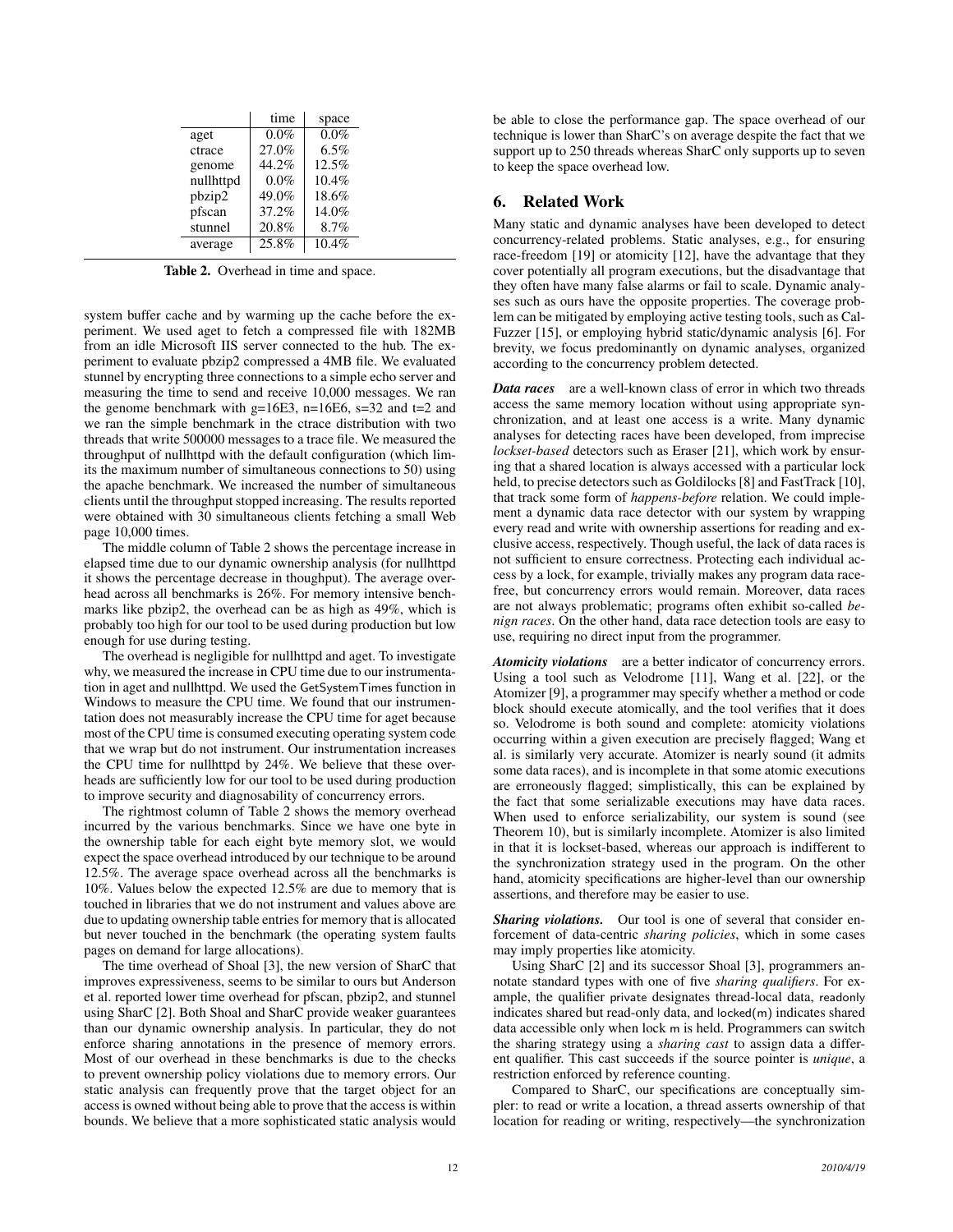|  | time | space |
|---|---|---|
| aget | 0.0% | 0.0% |
| ctrace | 27.0% | 6.5% |
| genome | 44.2% | 12.5% |
| nullhttpd | 0.0% | 10.4% |
| pbzip2 | 49.0% | 18.6% |
| pfscan | 37.2% | 14.0% |
| stunnel | 20.8% | 8.7% |
| average | 25.8% | 10.4% |

**Table 2.** Overhead in time and space.

system buffer cache and by warming up the cache before the experiment. We used aget to fetch a compressed file with 182MB from an idle Microsoft IIS server connected to the hub. The experiment to evaluate pbzip2 compressed a 4MB file. We evaluated stunnel by encrypting three connections to a simple echo server and measuring the time to send and receive 10,000 messages. We ran the genome benchmark with g=16E3, n=16E6, s=32 and t=2 and we ran the simple benchmark in the ctrace distribution with two threads that write 500000 messages to a trace file. We measured the throughput of nullhttpd with the default configuration (which limits the maximum number of simultaneous connections to 50) using the apache benchmark. We increased the number of simultaneous clients until the throughput stopped increasing. The results reported were obtained with 30 simultaneous clients fetching a small Web page 10,000 times.

The middle column of Table 2 shows the percentage increase in elapsed time due to our dynamic ownership analysis (for nullhttpd it shows the percentage decrease in thoughput). The average overhead across all benchmarks is 26%. For memory intensive benchmarks like pbzip2, the overhead can be as high as 49%, which is probably too high for our tool to be used during production but low enough for use during testing.

The overhead is negligible for nullhttpd and aget. To investigate why, we measured the increase in CPU time due to our instrumentation in aget and nullhttpd. We used the GetSystemTimes function in Windows to measure the CPU time. We found that our instrumentation does not measurably increase the CPU time for aget because most of the CPU time is consumed executing operating system code that we wrap but do not instrument. Our instrumentation increases the CPU time for nullhttpd by 24%. We believe that these overheads are sufficiently low for our tool to be used during production to improve security and diagnosability of concurrency errors.

The rightmost column of Table 2 shows the memory overhead incurred by the various benchmarks. Since we have one byte in the ownership table for each eight byte memory slot, we would expect the space overhead introduced by our technique to be around 12.5%. The average space overhead across all the benchmarks is 10%. Values below the expected 12.5% are due to memory that is touched in libraries that we do not instrument and values above are due to updating ownership table entries for memory that is allocated but never touched in the benchmark (the operating system faults pages on demand for large allocations).

The time overhead of Shoal [3], the new version of SharC that improves expressiveness, seems to be similar to ours but Anderson et al. reported lower time overhead for pfscan, pbzip2, and stunnel using SharC [2]. Both Shoal and SharC provide weaker guarantees than our dynamic ownership analysis. In particular, they do not enforce sharing annotations in the presence of memory errors. Most of our overhead in these benchmarks is due to the checks to prevent ownership policy violations due to memory errors. Our static analysis can frequently prove that the target object for an access is owned without being able to prove that the access is within bounds. We believe that a more sophisticated static analysis would be able to close the performance gap. The space overhead of our technique is lower than SharC's on average despite the fact that we support up to 250 threads whereas SharC only supports up to seven to keep the space overhead low.

## 6. Related Work

Many static and dynamic analyses have been developed to detect concurrency-related problems. Static analyses, e.g., for ensuring race-freedom [19] or atomicity [12], have the advantage that they cover potentially all program executions, but the disadvantage that they often have many false alarms or fail to scale. Dynamic analyses such as ours have the opposite properties. The coverage problem can be mitigated by employing active testing tools, such as CalFuzzer [15], or employing hybrid static/dynamic analysis [6]. For brevity, we focus predominantly on dynamic analyses, organized according to the concurrency problem detected.

***Data races*** are a well-known class of error in which two threads access the same memory location without using appropriate synchronization, and at least one access is a write. Many dynamic analyses for detecting races have been developed, from imprecise *lockset-based* detectors such as Eraser [21], which work by ensuring that a shared location is always accessed with a particular lock held, to precise detectors such as Goldilocks [8] and FastTrack [10], that track some form of *happens-before* relation. We could implement a dynamic data race detector with our system by wrapping every read and write with ownership assertions for reading and exclusive access, respectively. Though useful, the lack of data races is not sufficient to ensure correctness. Protecting each individual access by a lock, for example, trivially makes any program data race-free, but concurrency errors would remain. Moreover, data races are not always problematic; programs often exhibit so-called *benign races*. On the other hand, data race detection tools are easy to use, requiring no direct input from the programmer.

***Atomicity violations*** are a better indicator of concurrency errors. Using a tool such as Velodrome [11], Wang et al. [22], or the Atomizer [9], a programmer may specify whether a method or code block should execute atomically, and the tool verifies that it does so. Velodrome is both sound and complete: atomicity violations occurring within a given execution are precisely flagged; Wang et al. is similarly very accurate. Atomizer is nearly sound (it admits some data races), and is incomplete in that some atomic executions are erroneously flagged; simplistically, this can be explained by the fact that some serializable executions may have data races. When used to enforce serializability, our system is sound (see Theorem 10), but is similarly incomplete. Atomizer is also limited in that it is lockset-based, whereas our approach is indifferent to the synchronization strategy used in the program. On the other hand, atomicity specifications are higher-level than our ownership assertions, and therefore may be easier to use.

***Sharing violations.*** Our tool is one of several that consider enforcement of data-centric *sharing policies*, which in some cases may imply properties like atomicity.

Using SharC [2] and its successor Shoal [3], programmers annotate standard types with one of five *sharing qualifiers*. For example, the qualifier private designates thread-local data, readonly indicates shared but read-only data, and locked(m) indicates shared data accessible only when lock m is held. Programmers can switch the sharing strategy using a *sharing cast* to assign data a different qualifier. This cast succeeds if the source pointer is *unique*, a restriction enforced by reference counting.

Compared to SharC, our specifications are conceptually simpler: to read or write a location, a thread asserts ownership of that location for reading or writing, respectively—the synchronization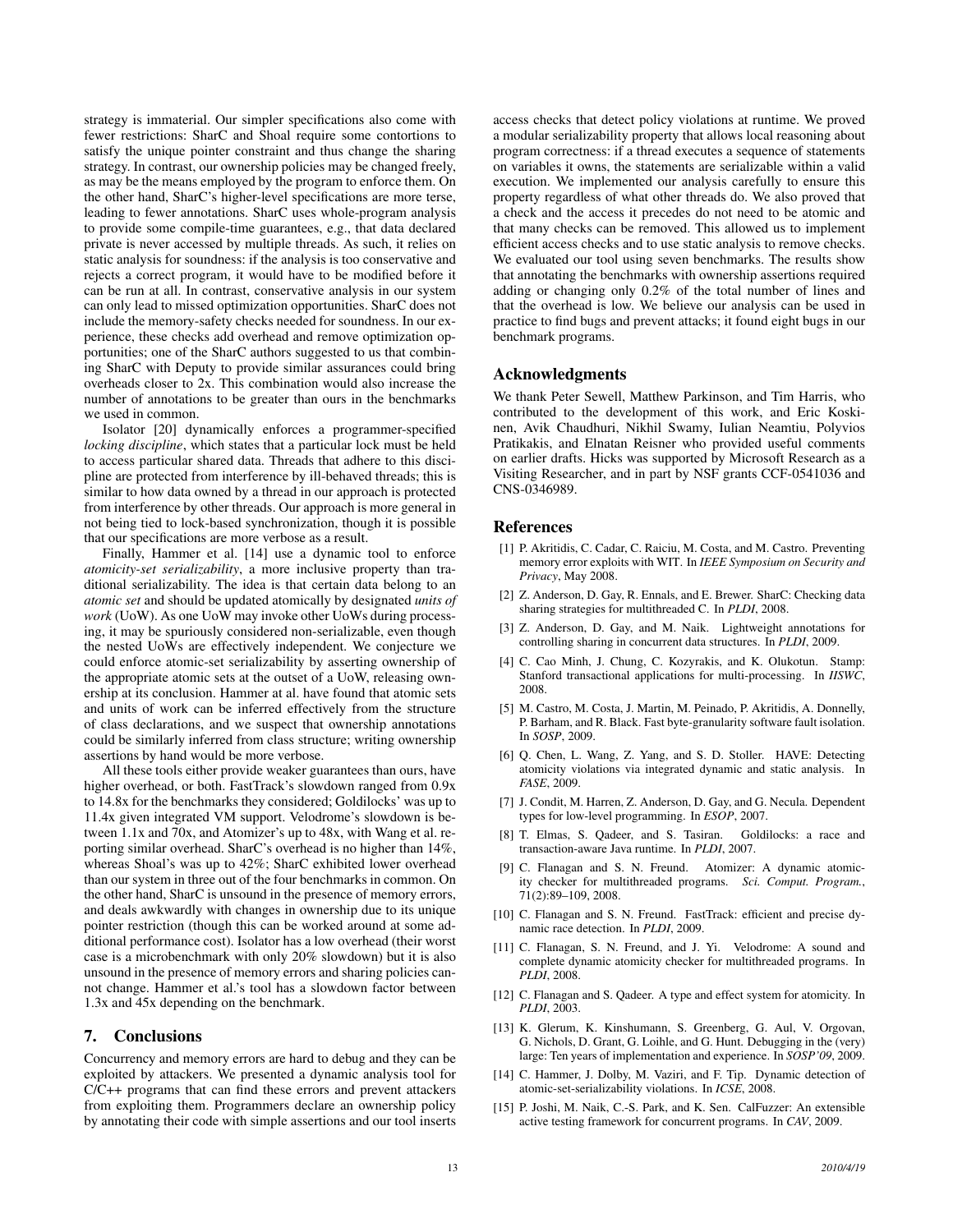strategy is immaterial. Our simpler specifications also come with fewer restrictions: SharC and Shoal require some contortions to satisfy the unique pointer constraint and thus change the sharing strategy. In contrast, our ownership policies may be changed freely, as may be the means employed by the program to enforce them. On the other hand, SharC's higher-level specifications are more terse, leading to fewer annotations. SharC uses whole-program analysis to provide some compile-time guarantees, e.g., that data declared private is never accessed by multiple threads. As such, it relies on static analysis for soundness: if the analysis is too conservative and rejects a correct program, it would have to be modified before it can be run at all. In contrast, conservative analysis in our system can only lead to missed optimization opportunities. SharC does not include the memory-safety checks needed for soundness. In our experience, these checks add overhead and remove optimization opportunities; one of the SharC authors suggested to us that combining SharC with Deputy to provide similar assurances could bring overheads closer to 2x. This combination would also increase the number of annotations to be greater than ours in the benchmarks we used in common.

Isolator [20] dynamically enforces a programmer-specified *locking discipline*, which states that a particular lock must be held to access particular shared data. Threads that adhere to this discipline are protected from interference by ill-behaved threads; this is similar to how data owned by a thread in our approach is protected from interference by other threads. Our approach is more general in not being tied to lock-based synchronization, though it is possible that our specifications are more verbose as a result.

Finally, Hammer et al. [14] use a dynamic tool to enforce *atomicity-set serializability*, a more inclusive property than traditional serializability. The idea is that certain data belong to an *atomic set* and should be updated atomically by designated *units of work* (UoW). As one UoW may invoke other UoWs during processing, it may be spuriously considered non-serializable, even though the nested UoWs are effectively independent. We conjecture we could enforce atomic-set serializability by asserting ownership of the appropriate atomic sets at the outset of a UoW, releasing ownership at its conclusion. Hammer at al. have found that atomic sets and units of work can be inferred effectively from the structure of class declarations, and we suspect that ownership annotations could be similarly inferred from class structure; writing ownership assertions by hand would be more verbose.

All these tools either provide weaker guarantees than ours, have higher overhead, or both. FastTrack's slowdown ranged from 0.9x to 14.8x for the benchmarks they considered; Goldilocks' was up to 11.4x given integrated VM support. Velodrome's slowdown is between 1.1x and 70x, and Atomizer's up to 48x, with Wang et al. reporting similar overhead. SharC's overhead is no higher than 14%, whereas Shoal's was up to 42%; SharC exhibited lower overhead than our system in three out of the four benchmarks in common. On the other hand, SharC is unsound in the presence of memory errors, and deals awkwardly with changes in ownership due to its unique pointer restriction (though this can be worked around at some additional performance cost). Isolator has a low overhead (their worst case is a microbenchmark with only 20% slowdown) but it is also unsound in the presence of memory errors and sharing policies cannot change. Hammer et al.'s tool has a slowdown factor between 1.3x and 45x depending on the benchmark.

## 7. Conclusions

Concurrency and memory errors are hard to debug and they can be exploited by attackers. We presented a dynamic analysis tool for C/C++ programs that can find these errors and prevent attackers from exploiting them. Programmers declare an ownership policy by annotating their code with simple assertions and our tool inserts access checks that detect policy violations at runtime. We proved a modular serializability property that allows local reasoning about program correctness: if a thread executes a sequence of statements on variables it owns, the statements are serializable within a valid execution. We implemented our analysis carefully to ensure this property regardless of what other threads do. We also proved that a check and the access it precedes do not need to be atomic and that many checks can be removed. This allowed us to implement efficient access checks and to use static analysis to remove checks. We evaluated our tool using seven benchmarks. The results show that annotating the benchmarks with ownership assertions required adding or changing only 0.2% of the total number of lines and that the overhead is low. We believe our analysis can be used in practice to find bugs and prevent attacks; it found eight bugs in our benchmark programs.

## Acknowledgments

We thank Peter Sewell, Matthew Parkinson, and Tim Harris, who contributed to the development of this work, and Eric Koskinen, Avik Chaudhuri, Nikhil Swamy, Iulian Neamtiu, Polyvios Pratikakis, and Elnatan Reisner who provided useful comments on earlier drafts. Hicks was supported by Microsoft Research as a Visiting Researcher, and in part by NSF grants CCF-0541036 and CNS-0346989.

## References

[1] P. Akritidis, C. Cadar, C. Raiciu, M. Costa, and M. Castro. Preventing memory error exploits with WIT. In *IEEE Symposium on Security and Privacy*, May 2008.

[2] Z. Anderson, D. Gay, R. Ennals, and E. Brewer. SharC: Checking data sharing strategies for multithreaded C. In *PLDI*, 2008.

[3] Z. Anderson, D. Gay, and M. Naik. Lightweight annotations for controlling sharing in concurrent data structures. In *PLDI*, 2009.

[4] C. Cao Minh, J. Chung, C. Kozyrakis, and K. Olukotun. Stamp: Stanford transactional applications for multi-processing. In *IISWC*, 2008.

[5] M. Castro, M. Costa, J. Martin, M. Peinado, P. Akritidis, A. Donnelly, P. Barham, and R. Black. Fast byte-granularity software fault isolation. In *SOSP*, 2009.

[6] Q. Chen, L. Wang, Z. Yang, and S. D. Stoller. HAVE: Detecting atomicity violations via integrated dynamic and static analysis. In *FASE*, 2009.

[7] J. Condit, M. Harren, Z. Anderson, D. Gay, and G. Necula. Dependent types for low-level programming. In *ESOP*, 2007.

[8] T. Elmas, S. Qadeer, and S. Tasiran. Goldilocks: a race and transaction-aware Java runtime. In *PLDI*, 2007.

[9] C. Flanagan and S. N. Freund. Atomizer: A dynamic atomicity checker for multithreaded programs. *Sci. Comput. Program.*, 71(2):89–109, 2008.

[10] C. Flanagan and S. N. Freund. FastTrack: efficient and precise dynamic race detection. In *PLDI*, 2009.

[11] C. Flanagan, S. N. Freund, and J. Yi. Velodrome: A sound and complete dynamic atomicity checker for multithreaded programs. In *PLDI*, 2008.

[12] C. Flanagan and S. Qadeer. A type and effect system for atomicity. In *PLDI*, 2003.

[13] K. Glerum, K. Kinshumann, S. Greenberg, G. Aul, V. Orgovan, G. Nichols, D. Grant, G. Loihle, and G. Hunt. Debugging in the (very) large: Ten years of implementation and experience. In *SOSP'09*, 2009.

[14] C. Hammer, J. Dolby, M. Vaziri, and F. Tip. Dynamic detection of atomic-set-serializability violations. In *ICSE*, 2008.

[15] P. Joshi, M. Naik, C.-S. Park, and K. Sen. CalFuzzer: An extensible active testing framework for concurrent programs. In *CAV*, 2009.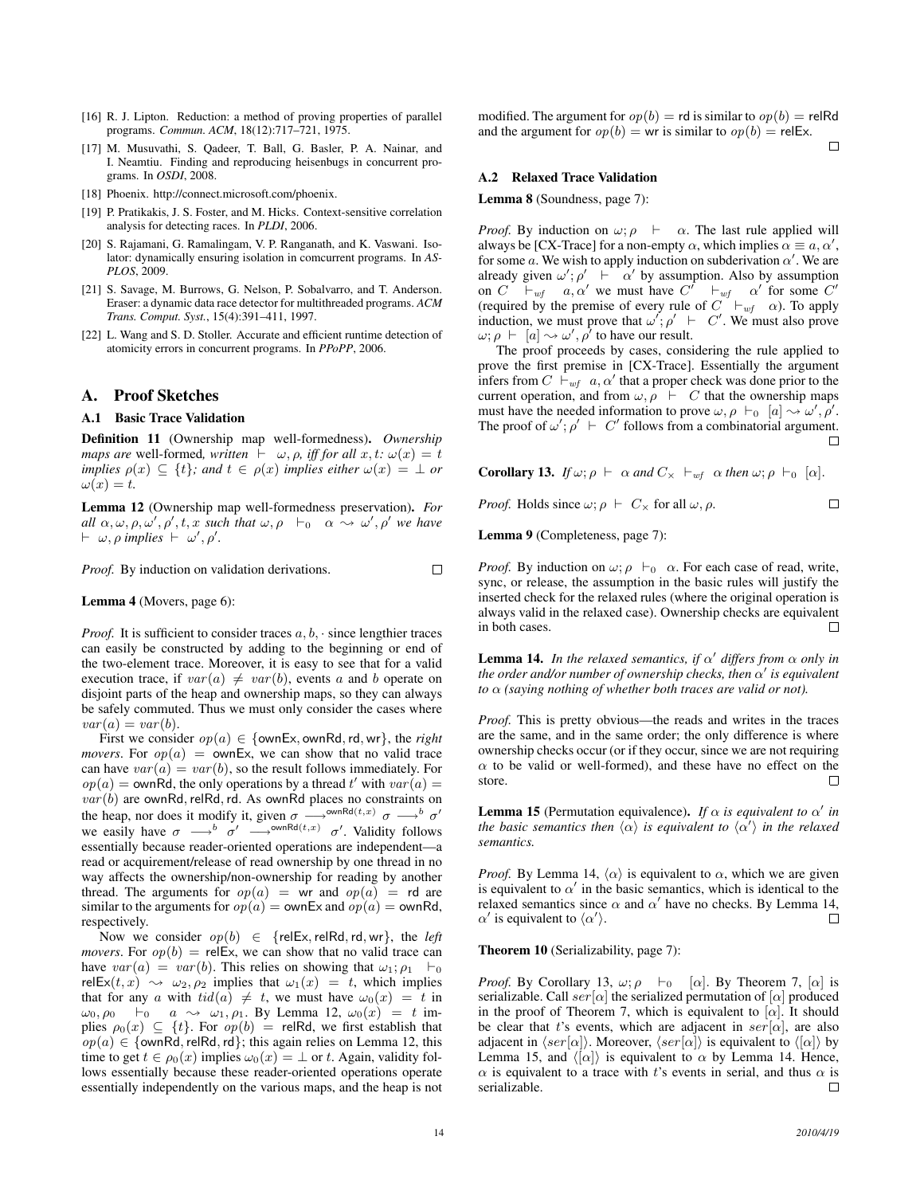[16] R. J. Lipton. Reduction: a method of proving properties of parallel programs. *Commun. ACM*, 18(12):717–721, 1975.

[17] M. Musuvathi, S. Qadeer, T. Ball, G. Basler, P. A. Nainar, and I. Neamtiu. Finding and reproducing heisenbugs in concurrent programs. In *OSDI*, 2008.

[18] Phoenix. http://connect.microsoft.com/phoenix.

[19] P. Pratikakis, J. S. Foster, and M. Hicks. Context-sensitive correlation analysis for detecting races. In *PLDI*, 2006.

[20] S. Rajamani, G. Ramalingam, V. P. Ranganath, and K. Vaswani. Isolator: dynamically ensuring isolation in comcurrent programs. In *ASPLOS*, 2009.

[21] S. Savage, M. Burrows, G. Nelson, P. Sobalvarro, and T. Anderson. Eraser: a dynamic data race detector for multithreaded programs. *ACM Trans. Comput. Syst.*, 15(4):391–411, 1997.

[22] L. Wang and S. D. Stoller. Accurate and efficient runtime detection of atomicity errors in concurrent programs. In *PPoPP*, 2006.

## A. Proof Sketches

### A.1 Basic Trace Validation

**Definition 11** (Ownership map well-formedness)**.** *Ownership maps are* well-formed*, written* $\vdash \omega, \rho$*, iff for all* $x, t$*:* $\omega(x) = t$ *implies* $\rho(x) \subseteq \{t\}$*; and* $t \in \rho(x)$ *implies either* $\omega(x) = \bot$ *or* $\omega(x) = t$*.*

**Lemma 12** (Ownership map well-formedness preservation)**.** *For all* $\alpha, \omega, \rho, \omega', \rho', t, x$ *such that* $\omega, \rho \vdash_0 \alpha \rightsquigarrow \omega', \rho'$ *we have* $\vdash \omega, \rho$ *implies* $\vdash \omega', \rho'$*.*

*Proof.* By induction on validation derivations. □

**Lemma 4** (Movers, page 6):

*Proof.* It is sufficient to consider traces $a, b, \cdot$ since lengthier traces can easily be constructed by adding to the beginning or end of the two-element trace. Moreover, it is easy to see that for a valid execution trace, if $var(a) \neq var(b)$, events $a$ and $b$ operate on disjoint parts of the heap and ownership maps, so they can always be safely commuted. Thus we must only consider the cases where $var(a) = var(b)$.

First we consider $op(a) \in \{\mathsf{ownEx}, \mathsf{ownRd}, \mathsf{rd}, \mathsf{wr}\}$, the *right movers*. For $op(a) = \mathsf{ownEx}$, we can show that no valid trace can have $var(a) = var(b)$, so the result follows immediately. For $op(a) = \mathsf{ownRd}$, the only operations by a thread $t'$ with $var(a) = var(b)$ are $\mathsf{ownRd}, \mathsf{relRd}, \mathsf{rd}$. As $\mathsf{ownRd}$ places no constraints on the heap, nor does it modify it, given $\sigma \longrightarrow^{\mathsf{ownRd}(t,x)} \sigma \longrightarrow^{b} \sigma'$ we easily have $\sigma \longrightarrow^{b} \sigma' \longrightarrow^{\mathsf{ownRd}(t,x)} \sigma'$. Validity follows essentially because reader-oriented operations are independent—a read or acquirement/release of read ownership by one thread in no way affects the ownership/non-ownership for reading by another thread. The arguments for $op(a) = \mathsf{wr}$ and $op(a) = \mathsf{rd}$ are similar to the arguments for $op(a) = \mathsf{ownEx}$ and $op(a) = \mathsf{ownRd}$, respectively.

Now we consider $op(b) \in \{\mathsf{relEx}, \mathsf{relRd}, \mathsf{rd}, \mathsf{wr}\}$, the *left movers*. For $op(b) = \mathsf{relEx}$, we can show that no valid trace can have $var(a) = var(b)$. This relies on showing that $\omega_1; \rho_1 \vdash_0 \mathsf{relEx}(t, x) \rightsquigarrow \omega_2, \rho_2$ implies that $\omega_1(x) = t$, which implies that for any $a$ with $tid(a) \neq t$, we must have $\omega_0(x) = t$ in $\omega_0, \rho_0 \vdash_0 a \rightsquigarrow \omega_1, \rho_1$. By Lemma 12, $\omega_0(x) = t$ implies $\rho_0(x) \subseteq \{t\}$. For $op(b) = \mathsf{relRd}$, we first establish that $op(a) \in \{\mathsf{ownRd}, \mathsf{relRd}, \mathsf{rd}\}$; this again relies on Lemma 12, this time to get $t \in \rho_0(x)$ implies $\omega_0(x) = \bot$ or $t$. Again, validity follows essentially because these reader-oriented operations operate essentially independently on the various maps, and the heap is not modified. The argument for $op(b) = \mathsf{rd}$ is similar to $op(b) = \mathsf{relRd}$ and the argument for $op(b) = \mathsf{wr}$ is similar to $op(b) = \mathsf{relEx}$. □

### A.2 Relaxed Trace Validation

**Lemma 8** (Soundness, page 7):

*Proof.* By induction on $\omega; \rho \vdash \alpha$. The last rule applied will always be [CX-Trace] for a non-empty $\alpha$, which implies $\alpha \equiv a, \alpha'$, for some $a$. We wish to apply induction on subderivation $\alpha'$. We are already given $\omega'; \rho' \vdash \alpha'$ by assumption. Also by assumption on $C \vdash_{wf} a, \alpha'$ we must have $C' \vdash_{wf} \alpha'$ for some $C'$ (required by the premise of every rule of $C \vdash_{wf} \alpha$). To apply induction, we must prove that $\omega'; \rho' \vdash C'$. We must also prove $\omega; \rho \vdash [a] \rightsquigarrow \omega', \rho'$ to have our result.

The proof proceeds by cases, considering the rule applied to prove the first premise in [CX-Trace]. Essentially the argument infers from $C \vdash_{wf} a, \alpha'$ that a proper check was done prior to the current operation, and from $\omega, \rho \vdash C$ that the ownership maps must have the needed information to prove $\omega, \rho \vdash_0 [a] \rightsquigarrow \omega', \rho'$. The proof of $\omega'; \rho' \vdash C'$ follows from a combinatorial argument. □

**Corollary 13.** *If* $\omega; \rho \vdash \alpha$ *and* $C_\times \vdash_{wf} \alpha$ *then* $\omega; \rho \vdash_0 [\alpha]$*.*

*Proof.* Holds since $\omega; \rho \vdash C_\times$ for all $\omega, \rho$. □

**Lemma 9** (Completeness, page 7):

*Proof.* By induction on $\omega; \rho \vdash_0 \alpha$. For each case of read, write, sync, or release, the assumption in the basic rules will justify the inserted check for the relaxed rules (where the original operation is always valid in the relaxed case). Ownership checks are equivalent in both cases. □

**Lemma 14.** *In the relaxed semantics, if* $\alpha'$ *differs from* $\alpha$ *only in the order and/or number of ownership checks, then* $\alpha'$ *is equivalent to* $\alpha$ *(saying nothing of whether both traces are valid or not).*

*Proof.* This is pretty obvious—the reads and writes in the traces are the same, and in the same order; the only difference is where ownership checks occur (or if they occur, since we are not requiring $\alpha$ to be valid or well-formed), and these have no effect on the store. □

**Lemma 15** (Permutation equivalence)**.** *If* $\alpha$ *is equivalent to* $\alpha'$ *in the basic semantics then* $\langle\alpha\rangle$ *is equivalent to* $\langle\alpha'\rangle$ *in the relaxed semantics.*

*Proof.* By Lemma 14, $\langle\alpha\rangle$ is equivalent to $\alpha$, which we are given is equivalent to $\alpha'$ in the basic semantics, which is identical to the relaxed semantics since $\alpha$ and $\alpha'$ have no checks. By Lemma 14, $\alpha'$ is equivalent to $\langle\alpha'\rangle$. □

**Theorem 10** (Serializability, page 7):

*Proof.* By Corollary 13, $\omega; \rho \vdash_0 [\alpha]$. By Theorem 7, $[\alpha]$ is serializable. Call $ser[\alpha]$ the serialized permutation of $[\alpha]$ produced in the proof of Theorem 7, which is equivalent to $[\alpha]$. It should be clear that $t$'s events, which are adjacent in $ser[\alpha]$, are also adjacent in $\langle ser[\alpha]\rangle$. Moreover, $\langle ser[\alpha]\rangle$ is equivalent to $\langle[\alpha]\rangle$ by Lemma 15, and $\langle[\alpha]\rangle$ is equivalent to $\alpha$ by Lemma 14. Hence, $\alpha$ is equivalent to a trace with $t$'s events in serial, and thus $\alpha$ is serializable. □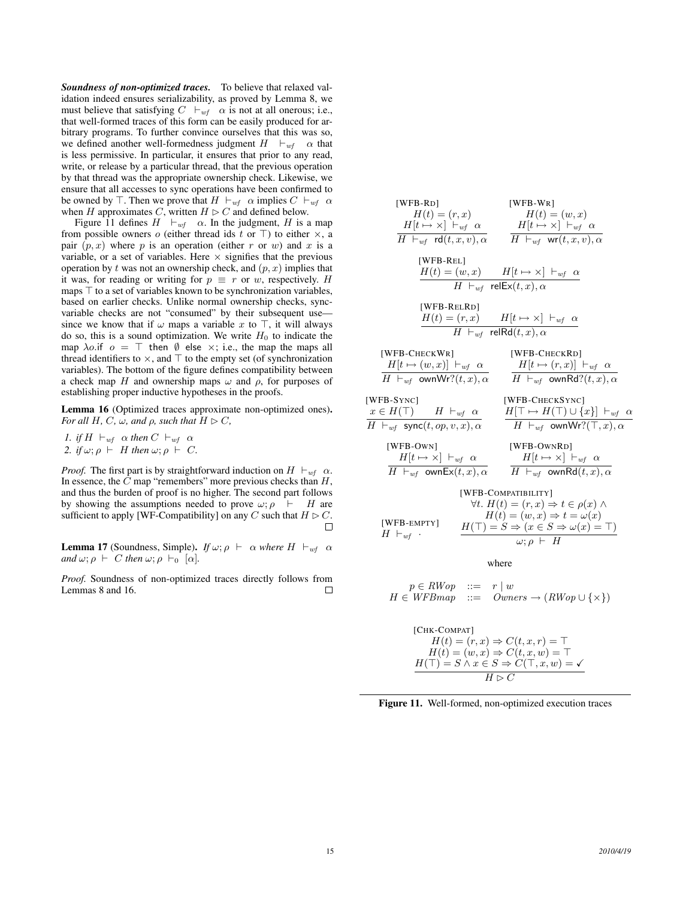***Soundness of non-optimized traces.*** To believe that relaxed validation indeed ensures serializability, as proved by Lemma 8, we must believe that satisfying $C \vdash_{wf} \alpha$ is not at all onerous; i.e., that well-formed traces of this form can be easily produced for arbitrary programs. To further convince ourselves that this was so, we defined another well-formedness judgment $H \vdash_{wf} \alpha$ that is less permissive. In particular, it ensures that prior to any read, write, or release by a particular thread, that the previous operation by that thread was the appropriate ownership check. Likewise, we ensure that all accesses to sync operations have been confirmed to be owned by $\top$. Then we prove that $H \vdash_{wf} \alpha$ implies $C \vdash_{wf} \alpha$ when $H$ approximates $C$, written $H \rhd C$ and defined below.

Figure 11 defines $H \vdash_{wf} \alpha$. In the judgment, $H$ is a map from possible owners $o$ (either thread ids $t$ or $\top$) to either $\times$, a pair $(p, x)$ where $p$ is an operation (either $r$ or $w$) and $x$ is a variable, or a set of variables. Here $\times$ signifies that the previous operation by $t$ was not an ownership check, and $(p, x)$ implies that it was, for reading or writing for $p \equiv r$ or $w$, respectively. $H$ maps $\top$ to a set of variables known to be synchronization variables, based on earlier checks. Unlike normal ownership checks, sync-variable checks are not "consumed" by their subsequent use—since we know that if $\omega$ maps a variable $x$ to $\top$, it will always do so, this is a sound optimization. We write $H_0$ to indicate the map $\lambda o.\text{if } o = \top \text{ then } \emptyset \text{ else } \times$; i.e., the map the maps all thread identifiers to $\times$, and $\top$ to the empty set (of synchronization variables). The bottom of the figure defines compatibility between a check map $H$ and ownership maps $\omega$ and $\rho$, for purposes of establishing proper inductive hypotheses in the proofs.

**Lemma 16** (Optimized traces approximate non-optimized ones)**.** *For all $H$, $C$, $\omega$, and $\rho$, such that $H \rhd C$,*

1. *if $H \vdash_{wf} \alpha$ then $C \vdash_{wf} \alpha$*
2. *if $\omega; \rho \vdash H$ then $\omega; \rho \vdash C$.*

*Proof.* The first part is by straightforward induction on $H \vdash_{wf} \alpha$. In essence, the $C$ map "remembers" more previous checks than $H$, and thus the burden of proof is no higher. The second part follows by showing the assumptions needed to prove $\omega; \rho \vdash H$ are sufficient to apply [WF-Compatibility] on any $C$ such that $H \rhd C$. ∎

**Lemma 17** (Soundness, Simple)**.** *If $\omega; \rho \vdash \alpha$ where $H \vdash_{wf} \alpha$ and $\omega; \rho \vdash C$ then $\omega; \rho \vdash_0 [\alpha]$.*

*Proof.* Soundness of non-optimized traces directly follows from Lemmas 8 and 16. ∎

[WFB-RD]
$$\frac{H(t) = (r, x) \qquad H[t \mapsto \times] \vdash_{wf} \alpha}{H \vdash_{wf} \mathsf{rd}(t, x, v), \alpha}$$

[WFB-WR]
$$\frac{H(t) = (w, x) \qquad H[t \mapsto \times] \vdash_{wf} \alpha}{H \vdash_{wf} \mathsf{wr}(t, x, v), \alpha}$$

[WFB-REL]
$$\frac{H(t) = (w, x) \qquad H[t \mapsto \times] \vdash_{wf} \alpha}{H \vdash_{wf} \mathsf{relEx}(t, x), \alpha}$$

[WFB-RELRD]
$$\frac{H(t) = (r, x) \qquad H[t \mapsto \times] \vdash_{wf} \alpha}{H \vdash_{wf} \mathsf{relRd}(t, x), \alpha}$$

[WFB-CHECKWR]
$$\frac{H[t \mapsto (w, x)] \vdash_{wf} \alpha}{H \vdash_{wf} \mathsf{ownWr?}(t, x), \alpha}$$

[WFB-CHECKRD]
$$\frac{H[t \mapsto (r, x)] \vdash_{wf} \alpha}{H \vdash_{wf} \mathsf{ownRd?}(t, x), \alpha}$$

[WFB-SYNC]
$$\frac{x \in H(\top) \qquad H \vdash_{wf} \alpha}{H \vdash_{wf} \mathsf{sync}(t, op, v, x), \alpha}$$

[WFB-CHECKSYNC]
$$\frac{H[\top \mapsto H(\top) \cup \{x\}] \vdash_{wf} \alpha}{H \vdash_{wf} \mathsf{ownWr?}(\top, x), \alpha}$$

[WFB-OWN]
$$\frac{H[t \mapsto \times] \vdash_{wf} \alpha}{H \vdash_{wf} \mathsf{ownEx}(t, x), \alpha}$$

[WFB-OWNRD]
$$\frac{H[t \mapsto \times] \vdash_{wf} \alpha}{H \vdash_{wf} \mathsf{ownRd}(t, x), \alpha}$$

[WFB-EMPTY]
$$H \vdash_{wf} \cdot$$

[WFB-COMPATIBILITY]
$$\frac{\begin{array}{c}\forall t.\ H(t) = (r, x) \Rightarrow t \in \rho(x) \;\wedge \\ H(t) = (w, x) \Rightarrow t = \omega(x) \\ H(\top) = S \Rightarrow (x \in S \Rightarrow \omega(x) = \top)\end{array}}{\omega; \rho \vdash H}$$

where

$$\begin{array}{rcl} p \in RWop & ::= & r \mid w \\ H \in WFBmap & ::= & Owners \rightarrow (RWop \cup \{\times\}) \end{array}$$

[CHK-COMPAT]
$$\frac{\begin{array}{c} H(t) = (r, x) \Rightarrow C(t, x, r) = \top \\ H(t) = (w, x) \Rightarrow C(t, x, w) = \top \\ H(\top) = S \wedge x \in S \Rightarrow C(\top, x, w) = \checkmark \end{array}}{H \rhd C}$$

**Figure 11.** Well-formed, non-optimized execution traces